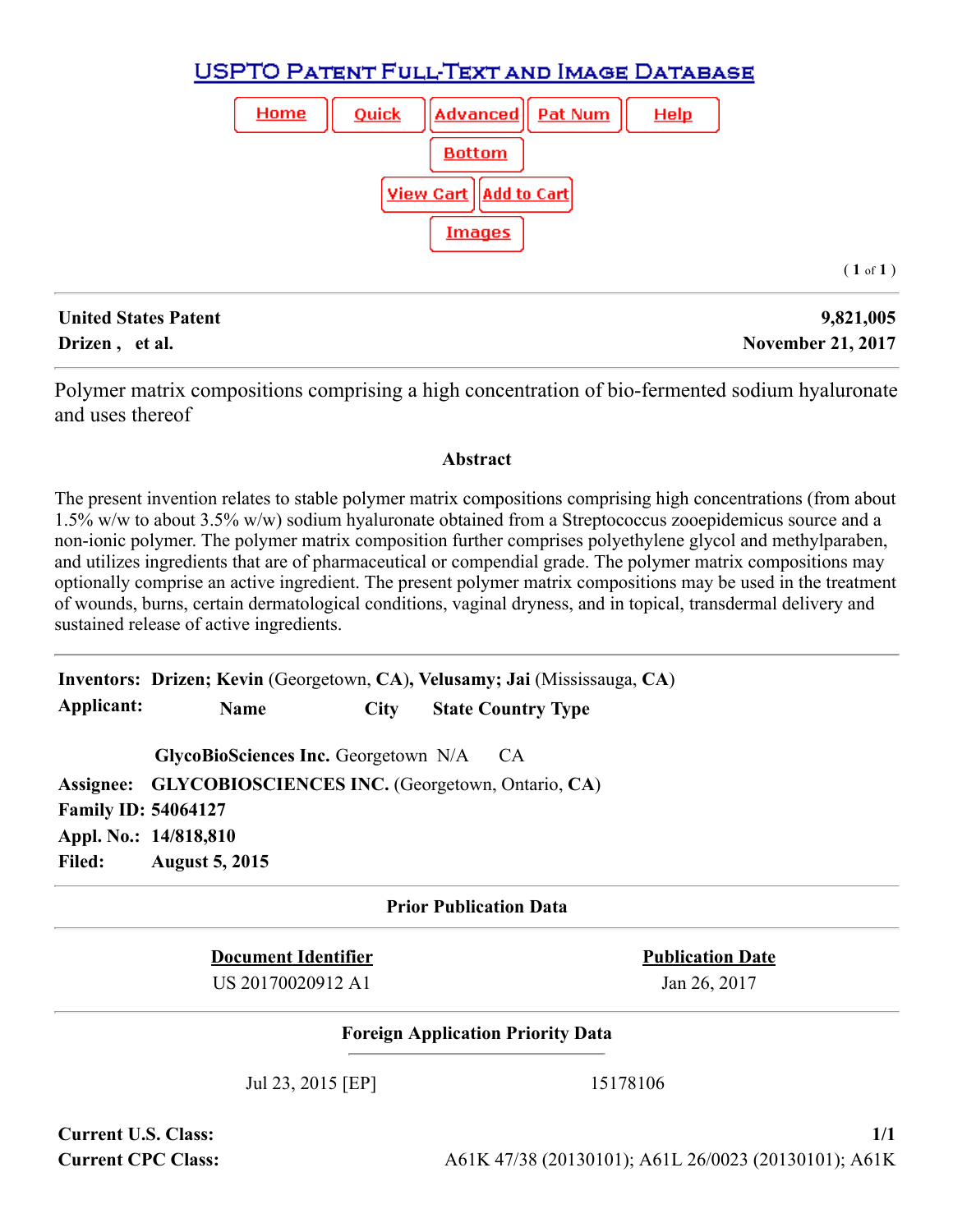# USPTO Patent Full-Text and Image Database

Home | Quick | Advanced | Pat Num | Help

Bottom

View Cart | Add to Cart

Images

( **1** of **1** )

---

| **United States Patent** | **9,821,005** |
|---|---|
| **Drizen , et al.** | **November 21, 2017** |

---

Polymer matrix compositions comprising a high concentration of bio-fermented sodium hyaluronate and uses thereof

### Abstract

The present invention relates to stable polymer matrix compositions comprising high concentrations (from about 1.5% w/w to about 3.5% w/w) sodium hyaluronate obtained from a Streptococcus zooepidemicus source and a non-ionic polymer. The polymer matrix composition further comprises polyethylene glycol and methylparaben, and utilizes ingredients that are of pharmaceutical or compendial grade. The polymer matrix compositions may optionally comprise an active ingredient. The present polymer matrix compositions may be used in the treatment of wounds, burns, certain dermatological conditions, vaginal dryness, and in topical, transdermal delivery and sustained release of active ingredients.

---

**Inventors:** **Drizen; Kevin** (Georgetown, **CA**), **Velusamy; Jai** (Mississauga, **CA**)

**Applicant:**

| Name | City | State | Country | Type |
|---|---|---|---|---|
| **GlycoBioSciences Inc.** | Georgetown | N/A | CA | |

**Assignee:** **GLYCOBIOSCIENCES INC.** (Georgetown, Ontario, **CA**)

**Family ID:** **54064127**

**Appl. No.:** **14/818,810**

**Filed:** **August 5, 2015**

---

### Prior Publication Data

| Document Identifier | Publication Date |
|---|---|
| US 20170020912 A1 | Jan 26, 2017 |

---

### Foreign Application Priority Data

| | |
|---|---|
| Jul 23, 2015 [EP] | 15178106 |

**Current U.S. Class:** **1/1**

**Current CPC Class:** A61K 47/38 (20130101); A61L 26/0023 (20130101); A61K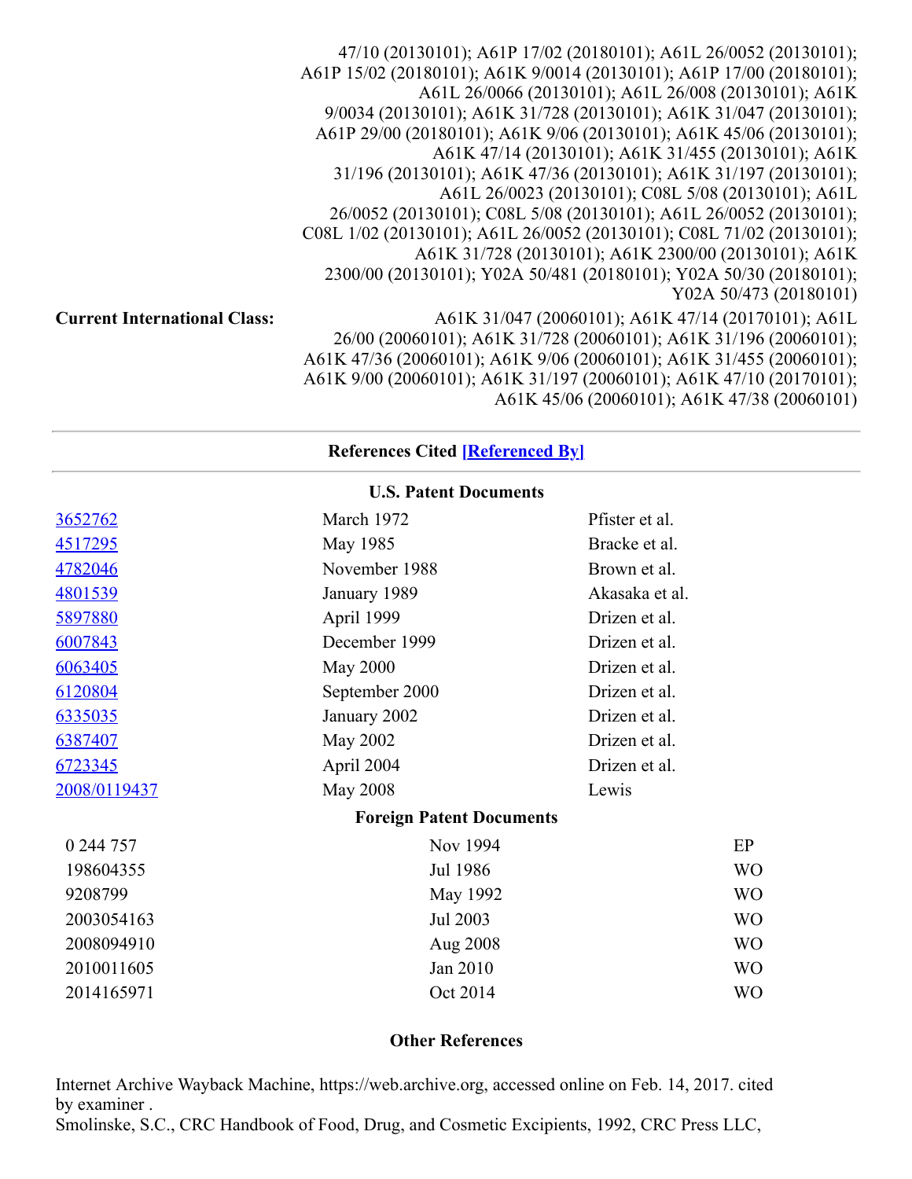47/10 (20130101); A61P 17/02 (20180101); A61L 26/0052 (20130101); A61P 15/02 (20180101); A61K 9/0014 (20130101); A61P 17/00 (20180101); A61L 26/0066 (20130101); A61L 26/008 (20130101); A61K 9/0034 (20130101); A61K 31/728 (20130101); A61K 31/047 (20130101); A61P 29/00 (20180101); A61K 9/06 (20130101); A61K 45/06 (20130101); A61K 47/14 (20130101); A61K 31/455 (20130101); A61K 31/196 (20130101); A61K 47/36 (20130101); A61K 31/197 (20130101); A61L 26/0023 (20130101); C08L 5/08 (20130101); A61L 26/0052 (20130101); C08L 5/08 (20130101); A61L 26/0052 (20130101); C08L 1/02 (20130101); A61L 26/0052 (20130101); C08L 71/02 (20130101); A61K 31/728 (20130101); A61K 2300/00 (20130101); A61K 2300/00 (20130101); Y02A 50/481 (20180101); Y02A 50/30 (20180101); Y02A 50/473 (20180101)

**Current International Class:** A61K 31/047 (20060101); A61K 47/14 (20170101); A61L 26/00 (20060101); A61K 31/728 (20060101); A61K 31/196 (20060101); A61K 47/36 (20060101); A61K 9/06 (20060101); A61K 31/455 (20060101); A61K 9/00 (20060101); A61K 31/197 (20060101); A61K 47/10 (20170101); A61K 45/06 (20060101); A61K 47/38 (20060101)

## References Cited [Referenced By]

### U.S. Patent Documents

| | | |
|---|---|---|
| 3652762 | March 1972 | Pfister et al. |
| 4517295 | May 1985 | Bracke et al. |
| 4782046 | November 1988 | Brown et al. |
| 4801539 | January 1989 | Akasaka et al. |
| 5897880 | April 1999 | Drizen et al. |
| 6007843 | December 1999 | Drizen et al. |
| 6063405 | May 2000 | Drizen et al. |
| 6120804 | September 2000 | Drizen et al. |
| 6335035 | January 2002 | Drizen et al. |
| 6387407 | May 2002 | Drizen et al. |
| 6723345 | April 2004 | Drizen et al. |
| 2008/0119437 | May 2008 | Lewis |

### Foreign Patent Documents

| | | |
|---|---|---|
| 0 244 757 | Nov 1994 | EP |
| 198604355 | Jul 1986 | WO |
| 9208799 | May 1992 | WO |
| 2003054163 | Jul 2003 | WO |
| 2008094910 | Aug 2008 | WO |
| 2010011605 | Jan 2010 | WO |
| 2014165971 | Oct 2014 | WO |

### Other References

Internet Archive Wayback Machine, https://web.archive.org, accessed online on Feb. 14, 2017. cited by examiner .

Smolinske, S.C., CRC Handbook of Food, Drug, and Cosmetic Excipients, 1992, CRC Press LLC,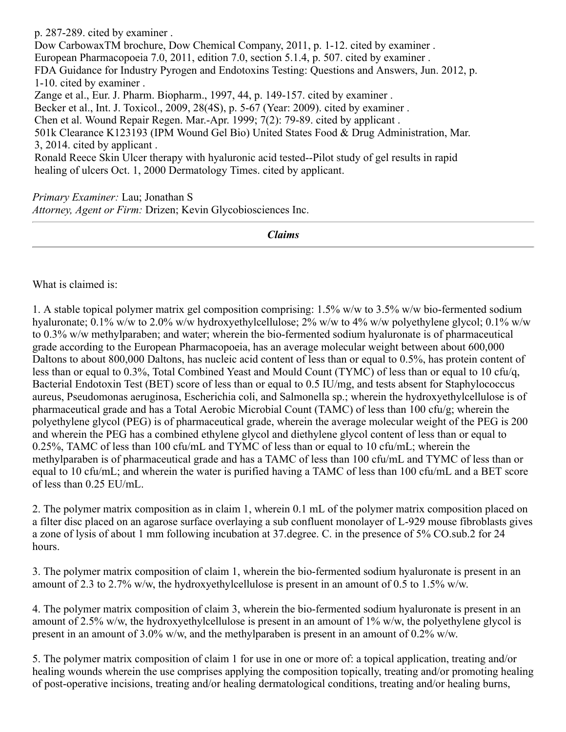p. 287-289. cited by examiner .
Dow CarbowaxTM brochure, Dow Chemical Company, 2011, p. 1-12. cited by examiner .
European Pharmacopoeia 7.0, 2011, edition 7.0, section 5.1.4, p. 507. cited by examiner .
FDA Guidance for Industry Pyrogen and Endotoxins Testing: Questions and Answers, Jun. 2012, p. 1-10. cited by examiner .
Zange et al., Eur. J. Pharm. Biopharm., 1997, 44, p. 149-157. cited by examiner .
Becker et al., Int. J. Toxicol., 2009, 28(4S), p. 5-67 (Year: 2009). cited by examiner .
Chen et al. Wound Repair Regen. Mar.-Apr. 1999; 7(2): 79-89. cited by applicant .
501k Clearance K123193 (IPM Wound Gel Bio) United States Food & Drug Administration, Mar. 3, 2014. cited by applicant .
Ronald Reece Skin Ulcer therapy with hyaluronic acid tested--Pilot study of gel results in rapid healing of ulcers Oct. 1, 2000 Dermatology Times. cited by applicant.

*Primary Examiner:* Lau; Jonathan S
*Attorney, Agent or Firm:* Drizen; Kevin Glycobiosciences Inc.

---

***Claims***

---

What is claimed is:

1. A stable topical polymer matrix gel composition comprising: 1.5% w/w to 3.5% w/w bio-fermented sodium hyaluronate; 0.1% w/w to 2.0% w/w hydroxyethylcellulose; 2% w/w to 4% w/w polyethylene glycol; 0.1% w/w to 0.3% w/w methylparaben; and water; wherein the bio-fermented sodium hyaluronate is of pharmaceutical grade according to the European Pharmacopoeia, has an average molecular weight between about 600,000 Daltons to about 800,000 Daltons, has nucleic acid content of less than or equal to 0.5%, has protein content of less than or equal to 0.3%, Total Combined Yeast and Mould Count (TYMC) of less than or equal to 10 cfu/q, Bacterial Endotoxin Test (BET) score of less than or equal to 0.5 IU/mg, and tests absent for Staphylococcus aureus, Pseudomonas aeruginosa, Escherichia coli, and Salmonella sp.; wherein the hydroxyethylcellulose is of pharmaceutical grade and has a Total Aerobic Microbial Count (TAMC) of less than 100 cfu/g; wherein the polyethylene glycol (PEG) is of pharmaceutical grade, wherein the average molecular weight of the PEG is 200 and wherein the PEG has a combined ethylene glycol and diethylene glycol content of less than or equal to 0.25%, TAMC of less than 100 cfu/mL and TYMC of less than or equal to 10 cfu/mL; wherein the methylparaben is of pharmaceutical grade and has a TAMC of less than 100 cfu/mL and TYMC of less than or equal to 10 cfu/mL; and wherein the water is purified having a TAMC of less than 100 cfu/mL and a BET score of less than 0.25 EU/mL.

2. The polymer matrix composition as in claim 1, wherein 0.1 mL of the polymer matrix composition placed on a filter disc placed on an agarose surface overlaying a sub confluent monolayer of L-929 mouse fibroblasts gives a zone of lysis of about 1 mm following incubation at 37.degree. C. in the presence of 5% CO.sub.2 for 24 hours.

3. The polymer matrix composition of claim 1, wherein the bio-fermented sodium hyaluronate is present in an amount of 2.3 to 2.7% w/w, the hydroxyethylcellulose is present in an amount of 0.5 to 1.5% w/w.

4. The polymer matrix composition of claim 3, wherein the bio-fermented sodium hyaluronate is present in an amount of 2.5% w/w, the hydroxyethylcellulose is present in an amount of 1% w/w, the polyethylene glycol is present in an amount of 3.0% w/w, and the methylparaben is present in an amount of 0.2% w/w.

5. The polymer matrix composition of claim 1 for use in one or more of: a topical application, treating and/or healing wounds wherein the use comprises applying the composition topically, treating and/or promoting healing of post-operative incisions, treating and/or healing dermatological conditions, treating and/or healing burns,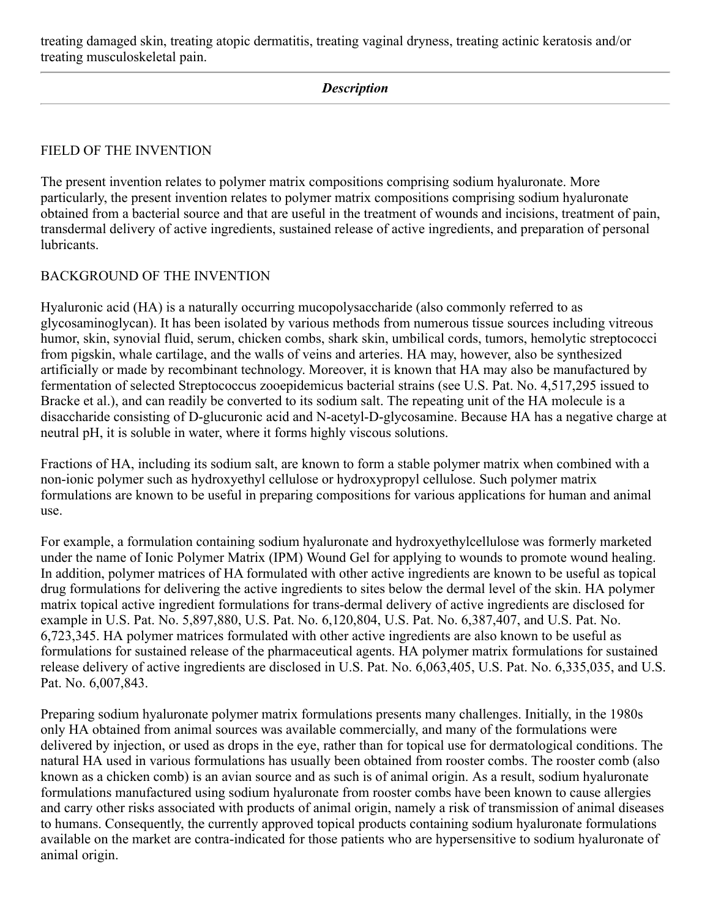treating damaged skin, treating atopic dermatitis, treating vaginal dryness, treating actinic keratosis and/or treating musculoskeletal pain.

---

***Description***

---

FIELD OF THE INVENTION

The present invention relates to polymer matrix compositions comprising sodium hyaluronate. More particularly, the present invention relates to polymer matrix compositions comprising sodium hyaluronate obtained from a bacterial source and that are useful in the treatment of wounds and incisions, treatment of pain, transdermal delivery of active ingredients, sustained release of active ingredients, and preparation of personal lubricants.

BACKGROUND OF THE INVENTION

Hyaluronic acid (HA) is a naturally occurring mucopolysaccharide (also commonly referred to as glycosaminoglycan). It has been isolated by various methods from numerous tissue sources including vitreous humor, skin, synovial fluid, serum, chicken combs, shark skin, umbilical cords, tumors, hemolytic streptococci from pigskin, whale cartilage, and the walls of veins and arteries. HA may, however, also be synthesized artificially or made by recombinant technology. Moreover, it is known that HA may also be manufactured by fermentation of selected Streptococcus zooepidemicus bacterial strains (see U.S. Pat. No. 4,517,295 issued to Bracke et al.), and can readily be converted to its sodium salt. The repeating unit of the HA molecule is a disaccharide consisting of D-glucuronic acid and N-acetyl-D-glycosamine. Because HA has a negative charge at neutral pH, it is soluble in water, where it forms highly viscous solutions.

Fractions of HA, including its sodium salt, are known to form a stable polymer matrix when combined with a non-ionic polymer such as hydroxyethyl cellulose or hydroxypropyl cellulose. Such polymer matrix formulations are known to be useful in preparing compositions for various applications for human and animal use.

For example, a formulation containing sodium hyaluronate and hydroxyethylcellulose was formerly marketed under the name of Ionic Polymer Matrix (IPM) Wound Gel for applying to wounds to promote wound healing. In addition, polymer matrices of HA formulated with other active ingredients are known to be useful as topical drug formulations for delivering the active ingredients to sites below the dermal level of the skin. HA polymer matrix topical active ingredient formulations for trans-dermal delivery of active ingredients are disclosed for example in U.S. Pat. No. 5,897,880, U.S. Pat. No. 6,120,804, U.S. Pat. No. 6,387,407, and U.S. Pat. No. 6,723,345. HA polymer matrices formulated with other active ingredients are also known to be useful as formulations for sustained release of the pharmaceutical agents. HA polymer matrix formulations for sustained release delivery of active ingredients are disclosed in U.S. Pat. No. 6,063,405, U.S. Pat. No. 6,335,035, and U.S. Pat. No. 6,007,843.

Preparing sodium hyaluronate polymer matrix formulations presents many challenges. Initially, in the 1980s only HA obtained from animal sources was available commercially, and many of the formulations were delivered by injection, or used as drops in the eye, rather than for topical use for dermatological conditions. The natural HA used in various formulations has usually been obtained from rooster combs. The rooster comb (also known as a chicken comb) is an avian source and as such is of animal origin. As a result, sodium hyaluronate formulations manufactured using sodium hyaluronate from rooster combs have been known to cause allergies and carry other risks associated with products of animal origin, namely a risk of transmission of animal diseases to humans. Consequently, the currently approved topical products containing sodium hyaluronate formulations available on the market are contra-indicated for those patients who are hypersensitive to sodium hyaluronate of animal origin.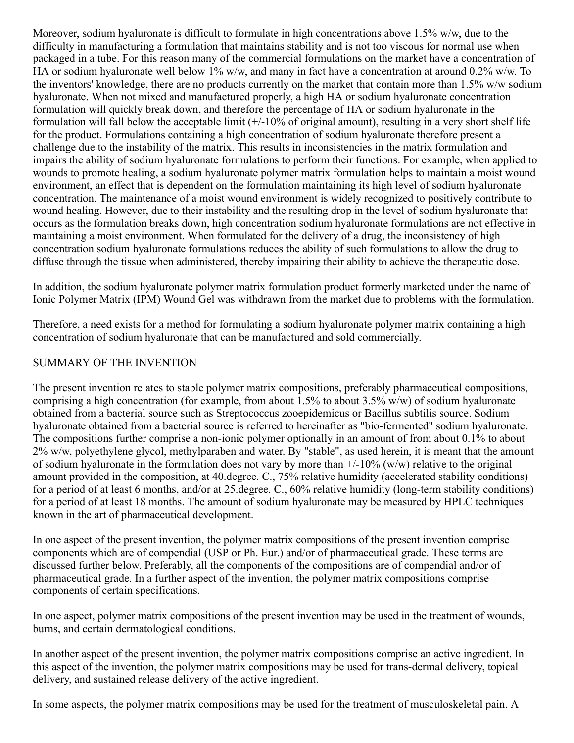Moreover, sodium hyaluronate is difficult to formulate in high concentrations above 1.5% w/w, due to the difficulty in manufacturing a formulation that maintains stability and is not too viscous for normal use when packaged in a tube. For this reason many of the commercial formulations on the market have a concentration of HA or sodium hyaluronate well below 1% w/w, and many in fact have a concentration at around 0.2% w/w. To the inventors' knowledge, there are no products currently on the market that contain more than 1.5% w/w sodium hyaluronate. When not mixed and manufactured properly, a high HA or sodium hyaluronate concentration formulation will quickly break down, and therefore the percentage of HA or sodium hyaluronate in the formulation will fall below the acceptable limit (+/-10% of original amount), resulting in a very short shelf life for the product. Formulations containing a high concentration of sodium hyaluronate therefore present a challenge due to the instability of the matrix. This results in inconsistencies in the matrix formulation and impairs the ability of sodium hyaluronate formulations to perform their functions. For example, when applied to wounds to promote healing, a sodium hyaluronate polymer matrix formulation helps to maintain a moist wound environment, an effect that is dependent on the formulation maintaining its high level of sodium hyaluronate concentration. The maintenance of a moist wound environment is widely recognized to positively contribute to wound healing. However, due to their instability and the resulting drop in the level of sodium hyaluronate that occurs as the formulation breaks down, high concentration sodium hyaluronate formulations are not effective in maintaining a moist environment. When formulated for the delivery of a drug, the inconsistency of high concentration sodium hyaluronate formulations reduces the ability of such formulations to allow the drug to diffuse through the tissue when administered, thereby impairing their ability to achieve the therapeutic dose.

In addition, the sodium hyaluronate polymer matrix formulation product formerly marketed under the name of Ionic Polymer Matrix (IPM) Wound Gel was withdrawn from the market due to problems with the formulation.

Therefore, a need exists for a method for formulating a sodium hyaluronate polymer matrix containing a high concentration of sodium hyaluronate that can be manufactured and sold commercially.

## SUMMARY OF THE INVENTION

The present invention relates to stable polymer matrix compositions, preferably pharmaceutical compositions, comprising a high concentration (for example, from about 1.5% to about 3.5% w/w) of sodium hyaluronate obtained from a bacterial source such as Streptococcus zooepidemicus or Bacillus subtilis source. Sodium hyaluronate obtained from a bacterial source is referred to hereinafter as "bio-fermented" sodium hyaluronate. The compositions further comprise a non-ionic polymer optionally in an amount of from about 0.1% to about 2% w/w, polyethylene glycol, methylparaben and water. By "stable", as used herein, it is meant that the amount of sodium hyaluronate in the formulation does not vary by more than +/-10% (w/w) relative to the original amount provided in the composition, at 40.degree. C., 75% relative humidity (accelerated stability conditions) for a period of at least 6 months, and/or at 25.degree. C., 60% relative humidity (long-term stability conditions) for a period of at least 18 months. The amount of sodium hyaluronate may be measured by HPLC techniques known in the art of pharmaceutical development.

In one aspect of the present invention, the polymer matrix compositions of the present invention comprise components which are of compendial (USP or Ph. Eur.) and/or of pharmaceutical grade. These terms are discussed further below. Preferably, all the components of the compositions are of compendial and/or of pharmaceutical grade. In a further aspect of the invention, the polymer matrix compositions comprise components of certain specifications.

In one aspect, polymer matrix compositions of the present invention may be used in the treatment of wounds, burns, and certain dermatological conditions.

In another aspect of the present invention, the polymer matrix compositions comprise an active ingredient. In this aspect of the invention, the polymer matrix compositions may be used for trans-dermal delivery, topical delivery, and sustained release delivery of the active ingredient.

In some aspects, the polymer matrix compositions may be used for the treatment of musculoskeletal pain. A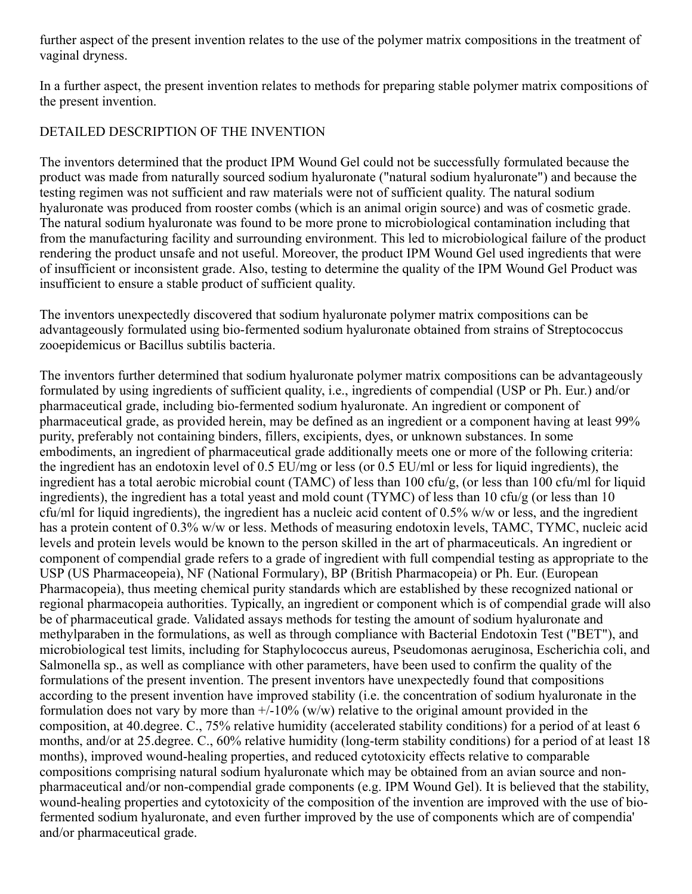further aspect of the present invention relates to the use of the polymer matrix compositions in the treatment of vaginal dryness.

In a further aspect, the present invention relates to methods for preparing stable polymer matrix compositions of the present invention.

## DETAILED DESCRIPTION OF THE INVENTION

The inventors determined that the product IPM Wound Gel could not be successfully formulated because the product was made from naturally sourced sodium hyaluronate ("natural sodium hyaluronate") and because the testing regimen was not sufficient and raw materials were not of sufficient quality. The natural sodium hyaluronate was produced from rooster combs (which is an animal origin source) and was of cosmetic grade. The natural sodium hyaluronate was found to be more prone to microbiological contamination including that from the manufacturing facility and surrounding environment. This led to microbiological failure of the product rendering the product unsafe and not useful. Moreover, the product IPM Wound Gel used ingredients that were of insufficient or inconsistent grade. Also, testing to determine the quality of the IPM Wound Gel Product was insufficient to ensure a stable product of sufficient quality.

The inventors unexpectedly discovered that sodium hyaluronate polymer matrix compositions can be advantageously formulated using bio-fermented sodium hyaluronate obtained from strains of Streptococcus zooepidemicus or Bacillus subtilis bacteria.

The inventors further determined that sodium hyaluronate polymer matrix compositions can be advantageously formulated by using ingredients of sufficient quality, i.e., ingredients of compendial (USP or Ph. Eur.) and/or pharmaceutical grade, including bio-fermented sodium hyaluronate. An ingredient or component of pharmaceutical grade, as provided herein, may be defined as an ingredient or a component having at least 99% purity, preferably not containing binders, fillers, excipients, dyes, or unknown substances. In some embodiments, an ingredient of pharmaceutical grade additionally meets one or more of the following criteria: the ingredient has an endotoxin level of 0.5 EU/mg or less (or 0.5 EU/ml or less for liquid ingredients), the ingredient has a total aerobic microbial count (TAMC) of less than 100 cfu/g, (or less than 100 cfu/ml for liquid ingredients), the ingredient has a total yeast and mold count (TYMC) of less than 10 cfu/g (or less than 10 cfu/ml for liquid ingredients), the ingredient has a nucleic acid content of 0.5% w/w or less, and the ingredient has a protein content of 0.3% w/w or less. Methods of measuring endotoxin levels, TAMC, TYMC, nucleic acid levels and protein levels would be known to the person skilled in the art of pharmaceuticals. An ingredient or component of compendial grade refers to a grade of ingredient with full compendial testing as appropriate to the USP (US Pharmacopeia), NF (National Formulary), BP (British Pharmacopeia) or Ph. Eur. (European Pharmacopeia), thus meeting chemical purity standards which are established by these recognized national or regional pharmacopeia authorities. Typically, an ingredient or component which is of compendial grade will also be of pharmaceutical grade. Validated assays methods for testing the amount of sodium hyaluronate and methylparaben in the formulations, as well as through compliance with Bacterial Endotoxin Test ("BET"), and microbiological test limits, including for Staphylococcus aureus, Pseudomonas aeruginosa, Escherichia coli, and Salmonella sp., as well as compliance with other parameters, have been used to confirm the quality of the formulations of the present invention. The present inventors have unexpectedly found that compositions according to the present invention have improved stability (i.e. the concentration of sodium hyaluronate in the formulation does not vary by more than +/-10% (w/w) relative to the original amount provided in the composition, at 40.degree. C., 75% relative humidity (accelerated stability conditions) for a period of at least 6 months, and/or at 25.degree. C., 60% relative humidity (long-term stability conditions) for a period of at least 18 months), improved wound-healing properties, and reduced cytotoxicity effects relative to comparable compositions comprising natural sodium hyaluronate which may be obtained from an avian source and non-pharmaceutical and/or non-compendial grade components (e.g. IPM Wound Gel). It is believed that the stability, wound-healing properties and cytotoxicity of the composition of the invention are improved with the use of bio-fermented sodium hyaluronate, and even further improved by the use of components which are of compendia' and/or pharmaceutical grade.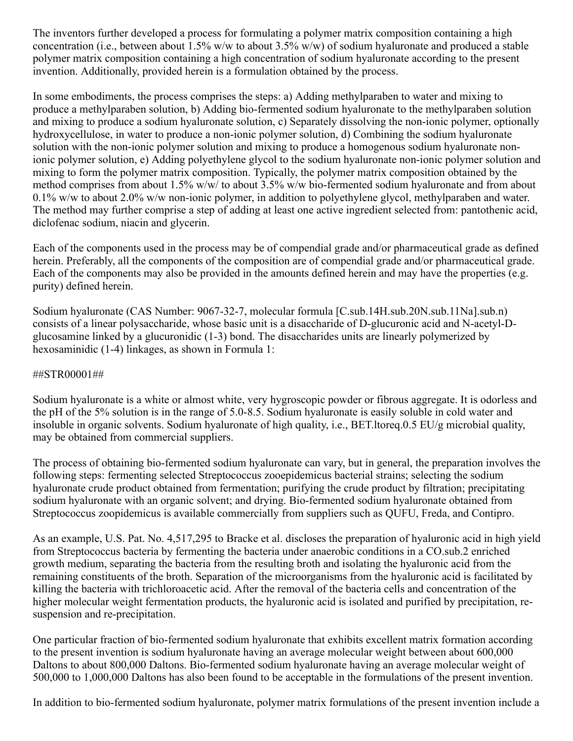The inventors further developed a process for formulating a polymer matrix composition containing a high concentration (i.e., between about 1.5% w/w to about 3.5% w/w) of sodium hyaluronate and produced a stable polymer matrix composition containing a high concentration of sodium hyaluronate according to the present invention. Additionally, provided herein is a formulation obtained by the process.

In some embodiments, the process comprises the steps: a) Adding methylparaben to water and mixing to produce a methylparaben solution, b) Adding bio-fermented sodium hyaluronate to the methylparaben solution and mixing to produce a sodium hyaluronate solution, c) Separately dissolving the non-ionic polymer, optionally hydroxycellulose, in water to produce a non-ionic polymer solution, d) Combining the sodium hyaluronate solution with the non-ionic polymer solution and mixing to produce a homogenous sodium hyaluronate non-ionic polymer solution, e) Adding polyethylene glycol to the sodium hyaluronate non-ionic polymer solution and mixing to form the polymer matrix composition. Typically, the polymer matrix composition obtained by the method comprises from about 1.5% w/w/ to about 3.5% w/w bio-fermented sodium hyaluronate and from about 0.1% w/w to about 2.0% w/w non-ionic polymer, in addition to polyethylene glycol, methylparaben and water. The method may further comprise a step of adding at least one active ingredient selected from: pantothenic acid, diclofenac sodium, niacin and glycerin.

Each of the components used in the process may be of compendial grade and/or pharmaceutical grade as defined herein. Preferably, all the components of the composition are of compendial grade and/or pharmaceutical grade. Each of the components may also be provided in the amounts defined herein and may have the properties (e.g. purity) defined herein.

Sodium hyaluronate (CAS Number: 9067-32-7, molecular formula $[C_{14}H_{20}N_{11}Na]_n$) consists of a linear polysaccharide, whose basic unit is a disaccharide of D-glucuronic acid and N-acetyl-D-glucosamine linked by a glucuronidic (1-3) bond. The disaccharides units are linearly polymerized by hexosaminidic (1-4) linkages, as shown in Formula 1:

##STR00001##

Sodium hyaluronate is a white or almost white, very hygroscopic powder or fibrous aggregate. It is odorless and the pH of the 5% solution is in the range of 5.0-8.5. Sodium hyaluronate is easily soluble in cold water and insoluble in organic solvents. Sodium hyaluronate of high quality, i.e., BET $\leq$ 0.5 EU/g microbial quality, may be obtained from commercial suppliers.

The process of obtaining bio-fermented sodium hyaluronate can vary, but in general, the preparation involves the following steps: fermenting selected Streptococcus zooepidemicus bacterial strains; selecting the sodium hyaluronate crude product obtained from fermentation; purifying the crude product by filtration; precipitating sodium hyaluronate with an organic solvent; and drying. Bio-fermented sodium hyaluronate obtained from Streptococcus zoopidemicus is available commercially from suppliers such as QUFU, Freda, and Contipro.

As an example, U.S. Pat. No. 4,517,295 to Bracke et al. discloses the preparation of hyaluronic acid in high yield from Streptococcus bacteria by fermenting the bacteria under anaerobic conditions in a $CO_2$ enriched growth medium, separating the bacteria from the resulting broth and isolating the hyaluronic acid from the remaining constituents of the broth. Separation of the microorganisms from the hyaluronic acid is facilitated by killing the bacteria with trichloroacetic acid. After the removal of the bacteria cells and concentration of the higher molecular weight fermentation products, the hyaluronic acid is isolated and purified by precipitation, re-suspension and re-precipitation.

One particular fraction of bio-fermented sodium hyaluronate that exhibits excellent matrix formation according to the present invention is sodium hyaluronate having an average molecular weight between about 600,000 Daltons to about 800,000 Daltons. Bio-fermented sodium hyaluronate having an average molecular weight of 500,000 to 1,000,000 Daltons has also been found to be acceptable in the formulations of the present invention.

In addition to bio-fermented sodium hyaluronate, polymer matrix formulations of the present invention include a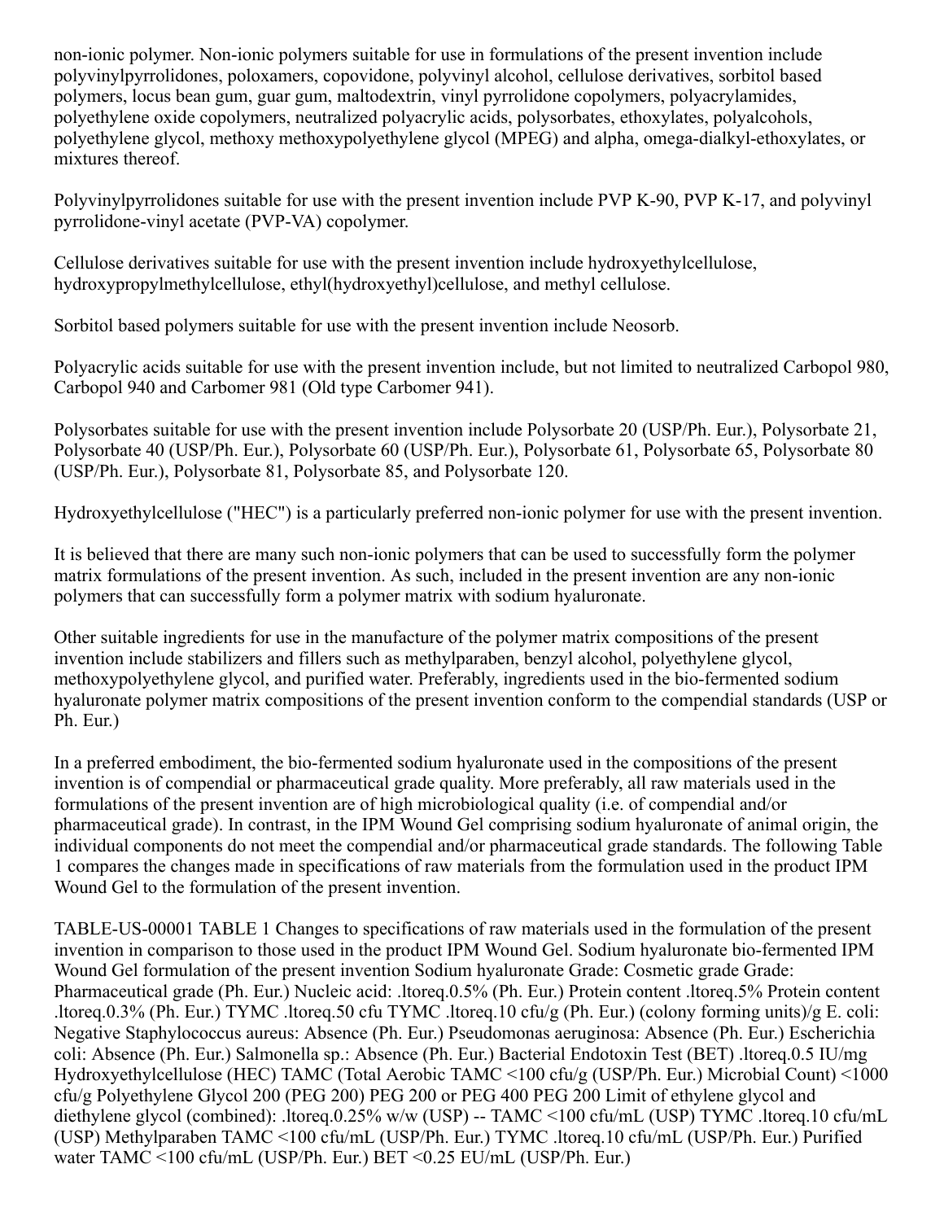non-ionic polymer. Non-ionic polymers suitable for use in formulations of the present invention include polyvinylpyrrolidones, poloxamers, copovidone, polyvinyl alcohol, cellulose derivatives, sorbitol based polymers, locus bean gum, guar gum, maltodextrin, vinyl pyrrolidone copolymers, polyacrylamides, polyethylene oxide copolymers, neutralized polyacrylic acids, polysorbates, ethoxylates, polyalcohols, polyethylene glycol, methoxy methoxypolyethylene glycol (MPEG) and alpha, omega-dialkyl-ethoxylates, or mixtures thereof.

Polyvinylpyrrolidones suitable for use with the present invention include PVP K-90, PVP K-17, and polyvinyl pyrrolidone-vinyl acetate (PVP-VA) copolymer.

Cellulose derivatives suitable for use with the present invention include hydroxyethylcellulose, hydroxypropylmethylcellulose, ethyl(hydroxyethyl)cellulose, and methyl cellulose.

Sorbitol based polymers suitable for use with the present invention include Neosorb.

Polyacrylic acids suitable for use with the present invention include, but not limited to neutralized Carbopol 980, Carbopol 940 and Carbomer 981 (Old type Carbomer 941).

Polysorbates suitable for use with the present invention include Polysorbate 20 (USP/Ph. Eur.), Polysorbate 21, Polysorbate 40 (USP/Ph. Eur.), Polysorbate 60 (USP/Ph. Eur.), Polysorbate 61, Polysorbate 65, Polysorbate 80 (USP/Ph. Eur.), Polysorbate 81, Polysorbate 85, and Polysorbate 120.

Hydroxyethylcellulose ("HEC") is a particularly preferred non-ionic polymer for use with the present invention.

It is believed that there are many such non-ionic polymers that can be used to successfully form the polymer matrix formulations of the present invention. As such, included in the present invention are any non-ionic polymers that can successfully form a polymer matrix with sodium hyaluronate.

Other suitable ingredients for use in the manufacture of the polymer matrix compositions of the present invention include stabilizers and fillers such as methylparaben, benzyl alcohol, polyethylene glycol, methoxypolyethylene glycol, and purified water. Preferably, ingredients used in the bio-fermented sodium hyaluronate polymer matrix compositions of the present invention conform to the compendial standards (USP or Ph. Eur.)

In a preferred embodiment, the bio-fermented sodium hyaluronate used in the compositions of the present invention is of compendial or pharmaceutical grade quality. More preferably, all raw materials used in the formulations of the present invention are of high microbiological quality (i.e. of compendial and/or pharmaceutical grade). In contrast, in the IPM Wound Gel comprising sodium hyaluronate of animal origin, the individual components do not meet the compendial and/or pharmaceutical grade standards. The following Table 1 compares the changes made in specifications of raw materials from the formulation used in the product IPM Wound Gel to the formulation of the present invention.

TABLE-US-00001 TABLE 1 Changes to specifications of raw materials used in the formulation of the present invention in comparison to those used in the product IPM Wound Gel. Sodium hyaluronate bio-fermented IPM Wound Gel formulation of the present invention Sodium hyaluronate Grade: Cosmetic grade Grade: Pharmaceutical grade (Ph. Eur.) Nucleic acid: .ltoreq.0.5% (Ph. Eur.) Protein content .ltoreq.5% Protein content .ltoreq.0.3% (Ph. Eur.) TYMC .ltoreq.50 cfu TYMC .ltoreq.10 cfu/g (Ph. Eur.) (colony forming units)/g E. coli: Negative Staphylococcus aureus: Absence (Ph. Eur.) Pseudomonas aeruginosa: Absence (Ph. Eur.) Escherichia coli: Absence (Ph. Eur.) Salmonella sp.: Absence (Ph. Eur.) Bacterial Endotoxin Test (BET) .ltoreq.0.5 IU/mg Hydroxyethylcellulose (HEC) TAMC (Total Aerobic TAMC <100 cfu/g (USP/Ph. Eur.) Microbial Count) <1000 cfu/g Polyethylene Glycol 200 (PEG 200) PEG 200 or PEG 400 PEG 200 Limit of ethylene glycol and diethylene glycol (combined): .ltoreq.0.25% w/w (USP) -- TAMC <100 cfu/mL (USP) TYMC .ltoreq.10 cfu/mL (USP) Methylparaben TAMC <100 cfu/mL (USP/Ph. Eur.) TYMC .ltoreq.10 cfu/mL (USP/Ph. Eur.) Purified water TAMC <100 cfu/mL (USP/Ph. Eur.) BET <0.25 EU/mL (USP/Ph. Eur.)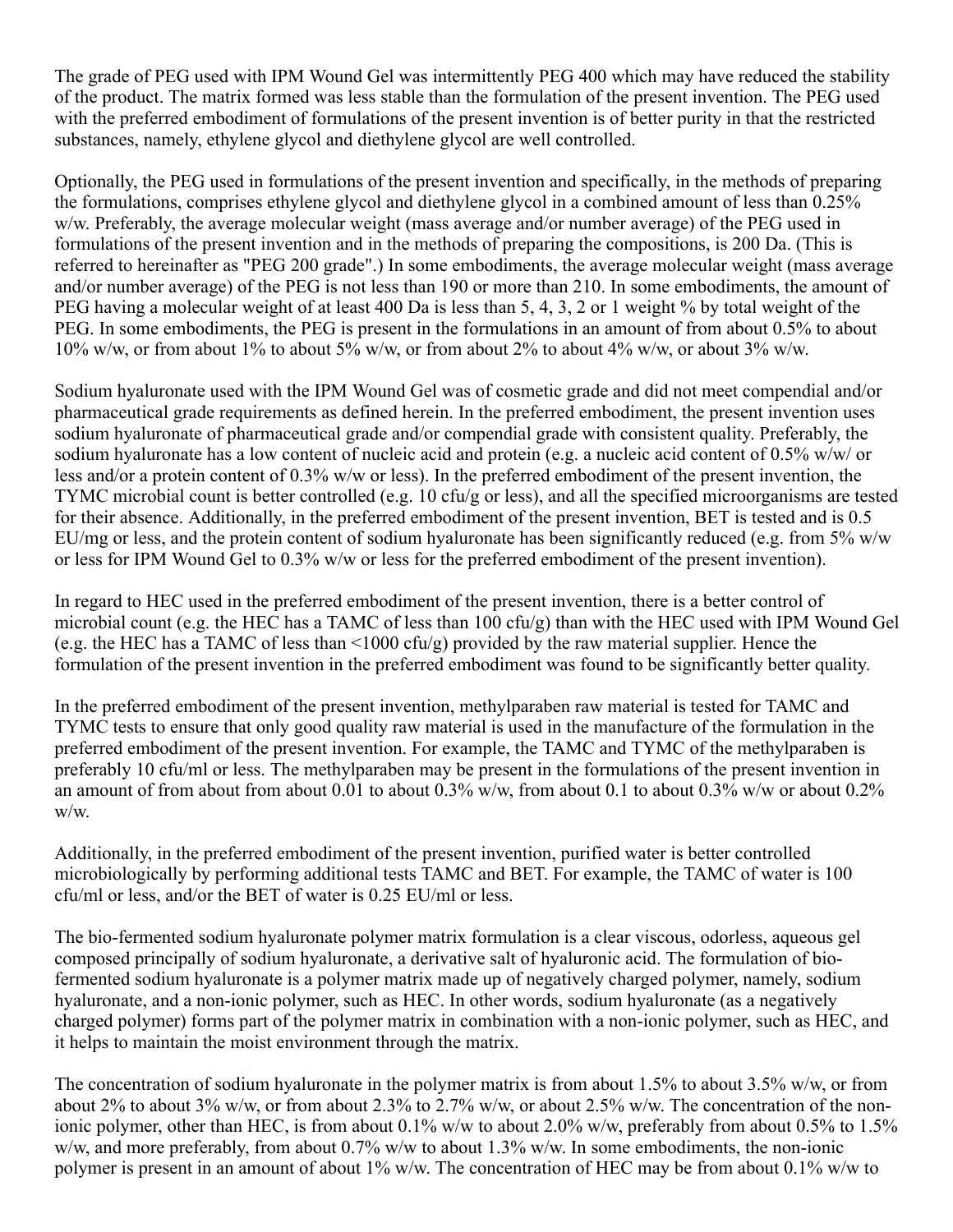The grade of PEG used with IPM Wound Gel was intermittently PEG 400 which may have reduced the stability of the product. The matrix formed was less stable than the formulation of the present invention. The PEG used with the preferred embodiment of formulations of the present invention is of better purity in that the restricted substances, namely, ethylene glycol and diethylene glycol are well controlled.

Optionally, the PEG used in formulations of the present invention and specifically, in the methods of preparing the formulations, comprises ethylene glycol and diethylene glycol in a combined amount of less than 0.25% w/w. Preferably, the average molecular weight (mass average and/or number average) of the PEG used in formulations of the present invention and in the methods of preparing the compositions, is 200 Da. (This is referred to hereinafter as "PEG 200 grade".) In some embodiments, the average molecular weight (mass average and/or number average) of the PEG is not less than 190 or more than 210. In some embodiments, the amount of PEG having a molecular weight of at least 400 Da is less than 5, 4, 3, 2 or 1 weight % by total weight of the PEG. In some embodiments, the PEG is present in the formulations in an amount of from about 0.5% to about 10% w/w, or from about 1% to about 5% w/w, or from about 2% to about 4% w/w, or about 3% w/w.

Sodium hyaluronate used with the IPM Wound Gel was of cosmetic grade and did not meet compendial and/or pharmaceutical grade requirements as defined herein. In the preferred embodiment, the present invention uses sodium hyaluronate of pharmaceutical grade and/or compendial grade with consistent quality. Preferably, the sodium hyaluronate has a low content of nucleic acid and protein (e.g. a nucleic acid content of 0.5% w/w/ or less and/or a protein content of 0.3% w/w or less). In the preferred embodiment of the present invention, the TYMC microbial count is better controlled (e.g. 10 cfu/g or less), and all the specified microorganisms are tested for their absence. Additionally, in the preferred embodiment of the present invention, BET is tested and is 0.5 EU/mg or less, and the protein content of sodium hyaluronate has been significantly reduced (e.g. from 5% w/w or less for IPM Wound Gel to 0.3% w/w or less for the preferred embodiment of the present invention).

In regard to HEC used in the preferred embodiment of the present invention, there is a better control of microbial count (e.g. the HEC has a TAMC of less than 100 cfu/g) than with the HEC used with IPM Wound Gel (e.g. the HEC has a TAMC of less than <1000 cfu/g) provided by the raw material supplier. Hence the formulation of the present invention in the preferred embodiment was found to be significantly better quality.

In the preferred embodiment of the present invention, methylparaben raw material is tested for TAMC and TYMC tests to ensure that only good quality raw material is used in the manufacture of the formulation in the preferred embodiment of the present invention. For example, the TAMC and TYMC of the methylparaben is preferably 10 cfu/ml or less. The methylparaben may be present in the formulations of the present invention in an amount of from about from about 0.01 to about 0.3% w/w, from about 0.1 to about 0.3% w/w or about 0.2% w/w.

Additionally, in the preferred embodiment of the present invention, purified water is better controlled microbiologically by performing additional tests TAMC and BET. For example, the TAMC of water is 100 cfu/ml or less, and/or the BET of water is 0.25 EU/ml or less.

The bio-fermented sodium hyaluronate polymer matrix formulation is a clear viscous, odorless, aqueous gel composed principally of sodium hyaluronate, a derivative salt of hyaluronic acid. The formulation of bio-fermented sodium hyaluronate is a polymer matrix made up of negatively charged polymer, namely, sodium hyaluronate, and a non-ionic polymer, such as HEC. In other words, sodium hyaluronate (as a negatively charged polymer) forms part of the polymer matrix in combination with a non-ionic polymer, such as HEC, and it helps to maintain the moist environment through the matrix.

The concentration of sodium hyaluronate in the polymer matrix is from about 1.5% to about 3.5% w/w, or from about 2% to about 3% w/w, or from about 2.3% to 2.7% w/w, or about 2.5% w/w. The concentration of the non-ionic polymer, other than HEC, is from about 0.1% w/w to about 2.0% w/w, preferably from about 0.5% to 1.5% w/w, and more preferably, from about 0.7% w/w to about 1.3% w/w. In some embodiments, the non-ionic polymer is present in an amount of about 1% w/w. The concentration of HEC may be from about 0.1% w/w to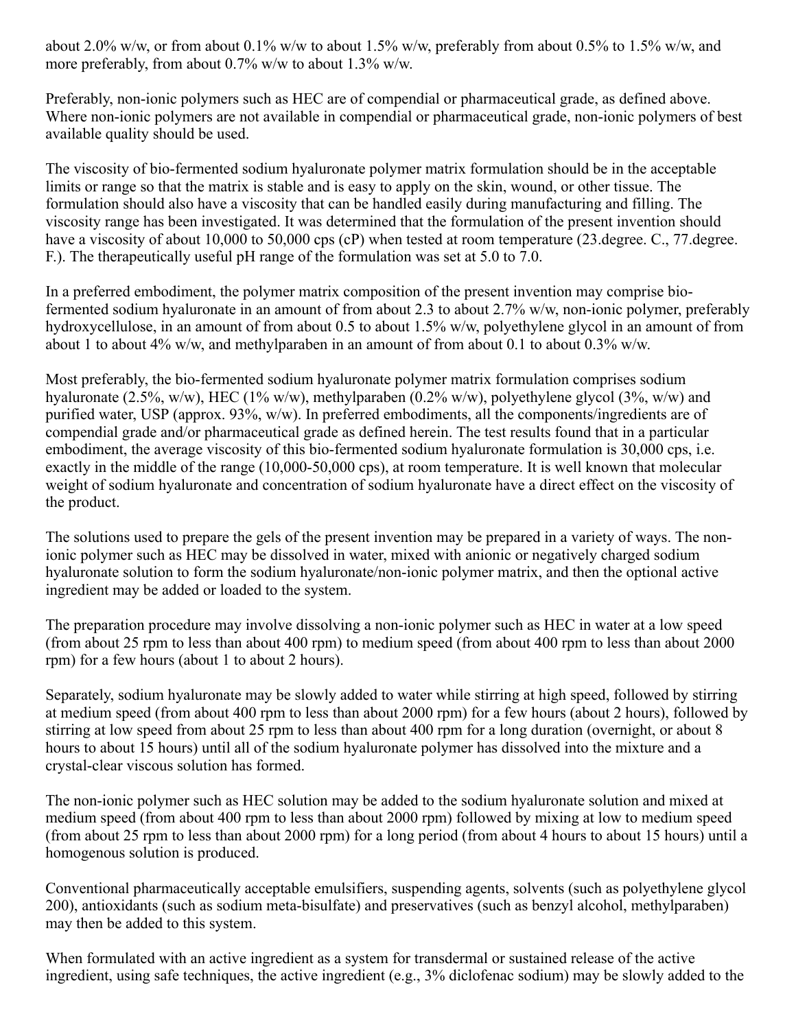about 2.0% w/w, or from about 0.1% w/w to about 1.5% w/w, preferably from about 0.5% to 1.5% w/w, and more preferably, from about 0.7% w/w to about 1.3% w/w.

Preferably, non-ionic polymers such as HEC are of compendial or pharmaceutical grade, as defined above. Where non-ionic polymers are not available in compendial or pharmaceutical grade, non-ionic polymers of best available quality should be used.

The viscosity of bio-fermented sodium hyaluronate polymer matrix formulation should be in the acceptable limits or range so that the matrix is stable and is easy to apply on the skin, wound, or other tissue. The formulation should also have a viscosity that can be handled easily during manufacturing and filling. The viscosity range has been investigated. It was determined that the formulation of the present invention should have a viscosity of about 10,000 to 50,000 cps (cP) when tested at room temperature (23.degree. C., 77.degree. F.). The therapeutically useful pH range of the formulation was set at 5.0 to 7.0.

In a preferred embodiment, the polymer matrix composition of the present invention may comprise bio-fermented sodium hyaluronate in an amount of from about 2.3 to about 2.7% w/w, non-ionic polymer, preferably hydroxycellulose, in an amount of from about 0.5 to about 1.5% w/w, polyethylene glycol in an amount of from about 1 to about 4% w/w, and methylparaben in an amount of from about 0.1 to about 0.3% w/w.

Most preferably, the bio-fermented sodium hyaluronate polymer matrix formulation comprises sodium hyaluronate (2.5%, w/w), HEC (1% w/w), methylparaben (0.2% w/w), polyethylene glycol (3%, w/w) and purified water, USP (approx. 93%, w/w). In preferred embodiments, all the components/ingredients are of compendial grade and/or pharmaceutical grade as defined herein. The test results found that in a particular embodiment, the average viscosity of this bio-fermented sodium hyaluronate formulation is 30,000 cps, i.e. exactly in the middle of the range (10,000-50,000 cps), at room temperature. It is well known that molecular weight of sodium hyaluronate and concentration of sodium hyaluronate have a direct effect on the viscosity of the product.

The solutions used to prepare the gels of the present invention may be prepared in a variety of ways. The non-ionic polymer such as HEC may be dissolved in water, mixed with anionic or negatively charged sodium hyaluronate solution to form the sodium hyaluronate/non-ionic polymer matrix, and then the optional active ingredient may be added or loaded to the system.

The preparation procedure may involve dissolving a non-ionic polymer such as HEC in water at a low speed (from about 25 rpm to less than about 400 rpm) to medium speed (from about 400 rpm to less than about 2000 rpm) for a few hours (about 1 to about 2 hours).

Separately, sodium hyaluronate may be slowly added to water while stirring at high speed, followed by stirring at medium speed (from about 400 rpm to less than about 2000 rpm) for a few hours (about 2 hours), followed by stirring at low speed from about 25 rpm to less than about 400 rpm for a long duration (overnight, or about 8 hours to about 15 hours) until all of the sodium hyaluronate polymer has dissolved into the mixture and a crystal-clear viscous solution has formed.

The non-ionic polymer such as HEC solution may be added to the sodium hyaluronate solution and mixed at medium speed (from about 400 rpm to less than about 2000 rpm) followed by mixing at low to medium speed (from about 25 rpm to less than about 2000 rpm) for a long period (from about 4 hours to about 15 hours) until a homogenous solution is produced.

Conventional pharmaceutically acceptable emulsifiers, suspending agents, solvents (such as polyethylene glycol 200), antioxidants (such as sodium meta-bisulfate) and preservatives (such as benzyl alcohol, methylparaben) may then be added to this system.

When formulated with an active ingredient as a system for transdermal or sustained release of the active ingredient, using safe techniques, the active ingredient (e.g., 3% diclofenac sodium) may be slowly added to the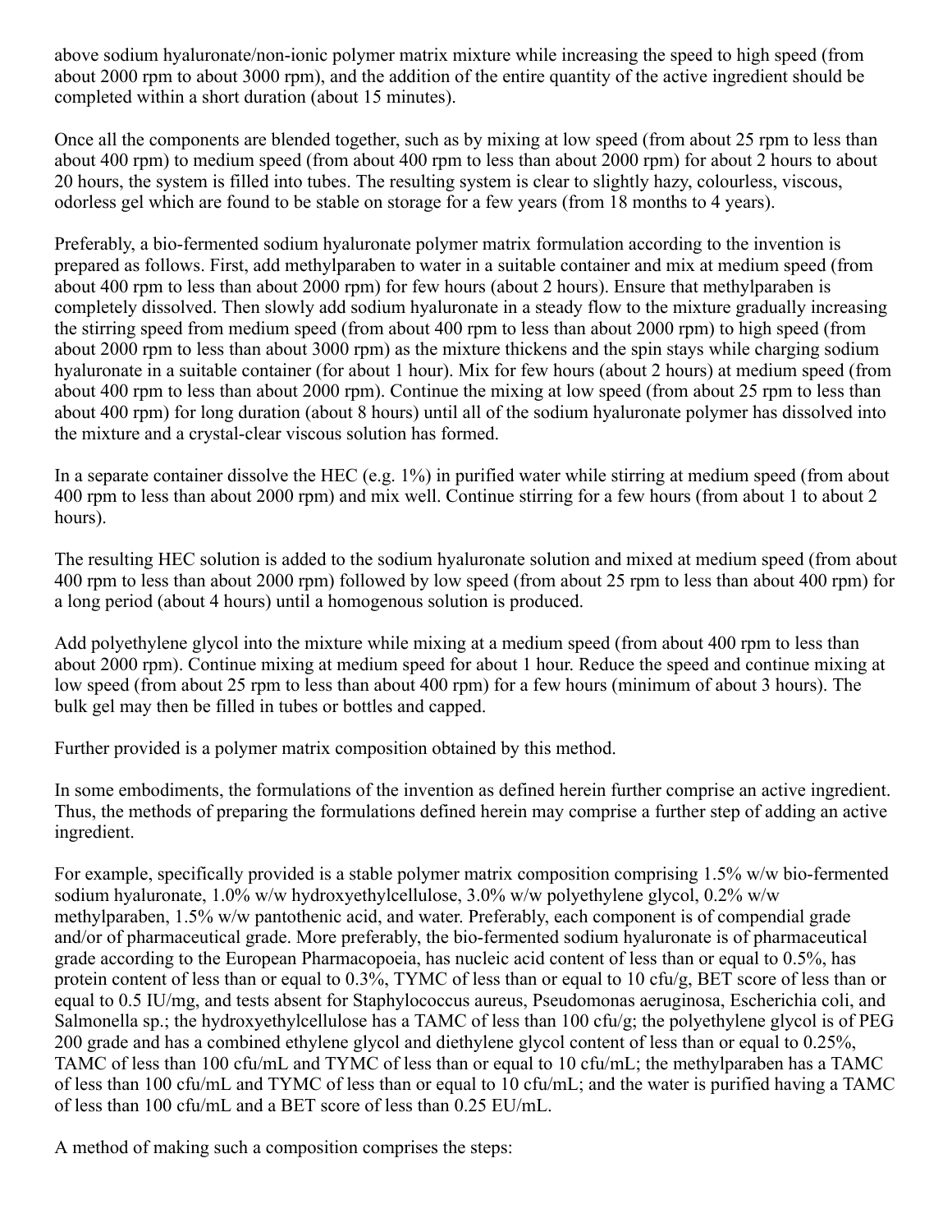above sodium hyaluronate/non-ionic polymer matrix mixture while increasing the speed to high speed (from about 2000 rpm to about 3000 rpm), and the addition of the entire quantity of the active ingredient should be completed within a short duration (about 15 minutes).

Once all the components are blended together, such as by mixing at low speed (from about 25 rpm to less than about 400 rpm) to medium speed (from about 400 rpm to less than about 2000 rpm) for about 2 hours to about 20 hours, the system is filled into tubes. The resulting system is clear to slightly hazy, colourless, viscous, odorless gel which are found to be stable on storage for a few years (from 18 months to 4 years).

Preferably, a bio-fermented sodium hyaluronate polymer matrix formulation according to the invention is prepared as follows. First, add methylparaben to water in a suitable container and mix at medium speed (from about 400 rpm to less than about 2000 rpm) for few hours (about 2 hours). Ensure that methylparaben is completely dissolved. Then slowly add sodium hyaluronate in a steady flow to the mixture gradually increasing the stirring speed from medium speed (from about 400 rpm to less than about 2000 rpm) to high speed (from about 2000 rpm to less than about 3000 rpm) as the mixture thickens and the spin stays while charging sodium hyaluronate in a suitable container (for about 1 hour). Mix for few hours (about 2 hours) at medium speed (from about 400 rpm to less than about 2000 rpm). Continue the mixing at low speed (from about 25 rpm to less than about 400 rpm) for long duration (about 8 hours) until all of the sodium hyaluronate polymer has dissolved into the mixture and a crystal-clear viscous solution has formed.

In a separate container dissolve the HEC (e.g. 1%) in purified water while stirring at medium speed (from about 400 rpm to less than about 2000 rpm) and mix well. Continue stirring for a few hours (from about 1 to about 2 hours).

The resulting HEC solution is added to the sodium hyaluronate solution and mixed at medium speed (from about 400 rpm to less than about 2000 rpm) followed by low speed (from about 25 rpm to less than about 400 rpm) for a long period (about 4 hours) until a homogenous solution is produced.

Add polyethylene glycol into the mixture while mixing at a medium speed (from about 400 rpm to less than about 2000 rpm). Continue mixing at medium speed for about 1 hour. Reduce the speed and continue mixing at low speed (from about 25 rpm to less than about 400 rpm) for a few hours (minimum of about 3 hours). The bulk gel may then be filled in tubes or bottles and capped.

Further provided is a polymer matrix composition obtained by this method.

In some embodiments, the formulations of the invention as defined herein further comprise an active ingredient. Thus, the methods of preparing the formulations defined herein may comprise a further step of adding an active ingredient.

For example, specifically provided is a stable polymer matrix composition comprising 1.5% w/w bio-fermented sodium hyaluronate, 1.0% w/w hydroxyethylcellulose, 3.0% w/w polyethylene glycol, 0.2% w/w methylparaben, 1.5% w/w pantothenic acid, and water. Preferably, each component is of compendial grade and/or of pharmaceutical grade. More preferably, the bio-fermented sodium hyaluronate is of pharmaceutical grade according to the European Pharmacopoeia, has nucleic acid content of less than or equal to 0.5%, has protein content of less than or equal to 0.3%, TYMC of less than or equal to 10 cfu/g, BET score of less than or equal to 0.5 IU/mg, and tests absent for Staphylococcus aureus, Pseudomonas aeruginosa, Escherichia coli, and Salmonella sp.; the hydroxyethylcellulose has a TAMC of less than 100 cfu/g; the polyethylene glycol is of PEG 200 grade and has a combined ethylene glycol and diethylene glycol content of less than or equal to 0.25%, TAMC of less than 100 cfu/mL and TYMC of less than or equal to 10 cfu/mL; the methylparaben has a TAMC of less than 100 cfu/mL and TYMC of less than or equal to 10 cfu/mL; and the water is purified having a TAMC of less than 100 cfu/mL and a BET score of less than 0.25 EU/mL.

A method of making such a composition comprises the steps: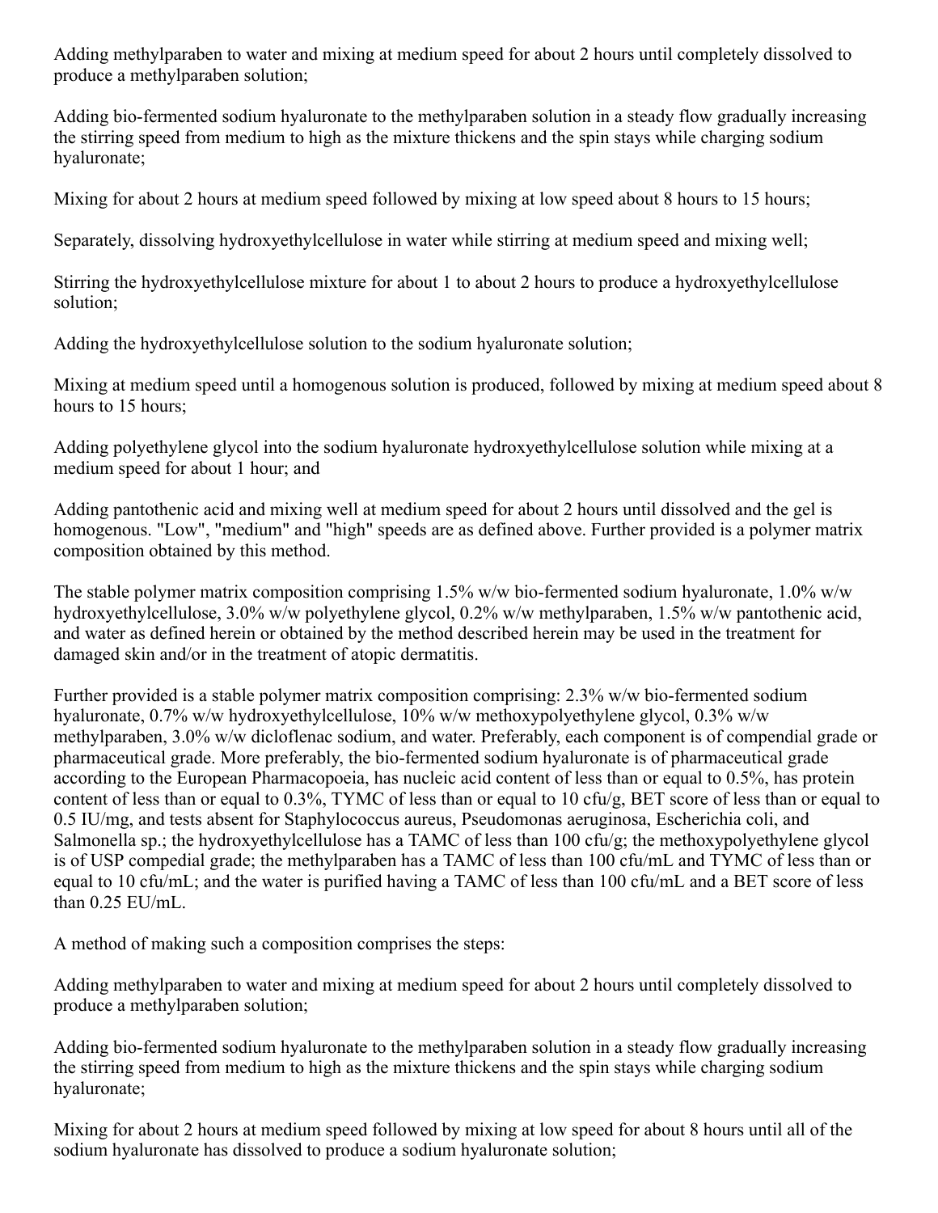Adding methylparaben to water and mixing at medium speed for about 2 hours until completely dissolved to produce a methylparaben solution;

Adding bio-fermented sodium hyaluronate to the methylparaben solution in a steady flow gradually increasing the stirring speed from medium to high as the mixture thickens and the spin stays while charging sodium hyaluronate;

Mixing for about 2 hours at medium speed followed by mixing at low speed about 8 hours to 15 hours;

Separately, dissolving hydroxyethylcellulose in water while stirring at medium speed and mixing well;

Stirring the hydroxyethylcellulose mixture for about 1 to about 2 hours to produce a hydroxyethylcellulose solution;

Adding the hydroxyethylcellulose solution to the sodium hyaluronate solution;

Mixing at medium speed until a homogenous solution is produced, followed by mixing at medium speed about 8 hours to 15 hours;

Adding polyethylene glycol into the sodium hyaluronate hydroxyethylcellulose solution while mixing at a medium speed for about 1 hour; and

Adding pantothenic acid and mixing well at medium speed for about 2 hours until dissolved and the gel is homogenous. "Low", "medium" and "high" speeds are as defined above. Further provided is a polymer matrix composition obtained by this method.

The stable polymer matrix composition comprising 1.5% w/w bio-fermented sodium hyaluronate, 1.0% w/w hydroxyethylcellulose, 3.0% w/w polyethylene glycol, 0.2% w/w methylparaben, 1.5% w/w pantothenic acid, and water as defined herein or obtained by the method described herein may be used in the treatment for damaged skin and/or in the treatment of atopic dermatitis.

Further provided is a stable polymer matrix composition comprising: 2.3% w/w bio-fermented sodium hyaluronate, 0.7% w/w hydroxyethylcellulose, 10% w/w methoxypolyethylene glycol, 0.3% w/w methylparaben, 3.0% w/w dicloflenac sodium, and water. Preferably, each component is of compendial grade or pharmaceutical grade. More preferably, the bio-fermented sodium hyaluronate is of pharmaceutical grade according to the European Pharmacopoeia, has nucleic acid content of less than or equal to 0.5%, has protein content of less than or equal to 0.3%, TYMC of less than or equal to 10 cfu/g, BET score of less than or equal to 0.5 IU/mg, and tests absent for Staphylococcus aureus, Pseudomonas aeruginosa, Escherichia coli, and Salmonella sp.; the hydroxyethylcellulose has a TAMC of less than 100 cfu/g; the methoxypolyethylene glycol is of USP compedial grade; the methylparaben has a TAMC of less than 100 cfu/mL and TYMC of less than or equal to 10 cfu/mL; and the water is purified having a TAMC of less than 100 cfu/mL and a BET score of less than 0.25 EU/mL.

A method of making such a composition comprises the steps:

Adding methylparaben to water and mixing at medium speed for about 2 hours until completely dissolved to produce a methylparaben solution;

Adding bio-fermented sodium hyaluronate to the methylparaben solution in a steady flow gradually increasing the stirring speed from medium to high as the mixture thickens and the spin stays while charging sodium hyaluronate;

Mixing for about 2 hours at medium speed followed by mixing at low speed for about 8 hours until all of the sodium hyaluronate has dissolved to produce a sodium hyaluronate solution;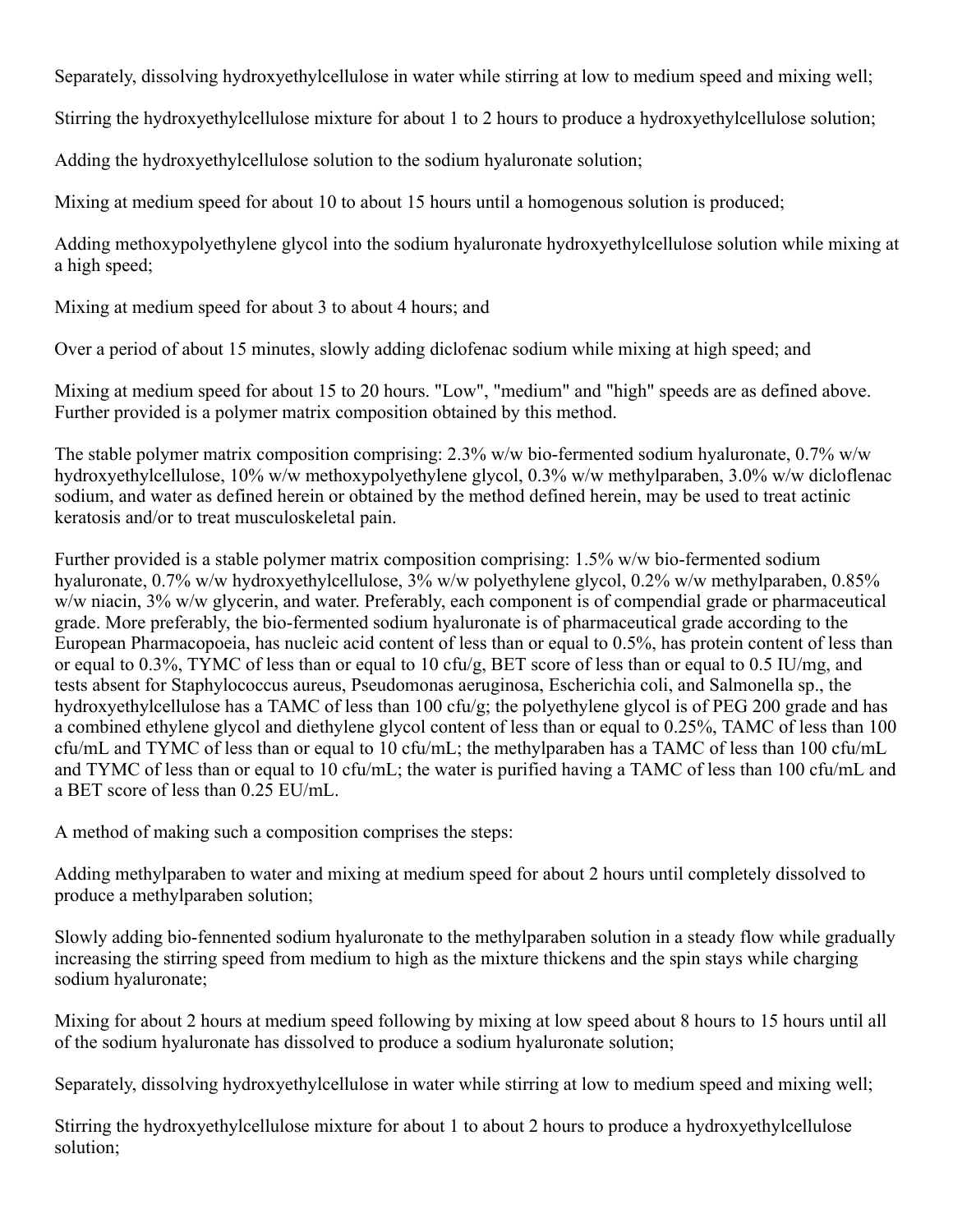Separately, dissolving hydroxyethylcellulose in water while stirring at low to medium speed and mixing well;

Stirring the hydroxyethylcellulose mixture for about 1 to 2 hours to produce a hydroxyethylcellulose solution;

Adding the hydroxyethylcellulose solution to the sodium hyaluronate solution;

Mixing at medium speed for about 10 to about 15 hours until a homogenous solution is produced;

Adding methoxypolyethylene glycol into the sodium hyaluronate hydroxyethylcellulose solution while mixing at a high speed;

Mixing at medium speed for about 3 to about 4 hours; and

Over a period of about 15 minutes, slowly adding diclofenac sodium while mixing at high speed; and

Mixing at medium speed for about 15 to 20 hours. "Low", "medium" and "high" speeds are as defined above. Further provided is a polymer matrix composition obtained by this method.

The stable polymer matrix composition comprising: 2.3% w/w bio-fermented sodium hyaluronate, 0.7% w/w hydroxyethylcellulose, 10% w/w methoxypolyethylene glycol, 0.3% w/w methylparaben, 3.0% w/w dicloflenac sodium, and water as defined herein or obtained by the method defined herein, may be used to treat actinic keratosis and/or to treat musculoskeletal pain.

Further provided is a stable polymer matrix composition comprising: 1.5% w/w bio-fermented sodium hyaluronate, 0.7% w/w hydroxyethylcellulose, 3% w/w polyethylene glycol, 0.2% w/w methylparaben, 0.85% w/w niacin, 3% w/w glycerin, and water. Preferably, each component is of compendial grade or pharmaceutical grade. More preferably, the bio-fermented sodium hyaluronate is of pharmaceutical grade according to the European Pharmacopoeia, has nucleic acid content of less than or equal to 0.5%, has protein content of less than or equal to 0.3%, TYMC of less than or equal to 10 cfu/g, BET score of less than or equal to 0.5 IU/mg, and tests absent for Staphylococcus aureus, Pseudomonas aeruginosa, Escherichia coli, and Salmonella sp., the hydroxyethylcellulose has a TAMC of less than 100 cfu/g; the polyethylene glycol is of PEG 200 grade and has a combined ethylene glycol and diethylene glycol content of less than or equal to 0.25%, TAMC of less than 100 cfu/mL and TYMC of less than or equal to 10 cfu/mL; the methylparaben has a TAMC of less than 100 cfu/mL and TYMC of less than or equal to 10 cfu/mL; the water is purified having a TAMC of less than 100 cfu/mL and a BET score of less than 0.25 EU/mL.

A method of making such a composition comprises the steps:

Adding methylparaben to water and mixing at medium speed for about 2 hours until completely dissolved to produce a methylparaben solution;

Slowly adding bio-fennented sodium hyaluronate to the methylparaben solution in a steady flow while gradually increasing the stirring speed from medium to high as the mixture thickens and the spin stays while charging sodium hyaluronate;

Mixing for about 2 hours at medium speed following by mixing at low speed about 8 hours to 15 hours until all of the sodium hyaluronate has dissolved to produce a sodium hyaluronate solution;

Separately, dissolving hydroxyethylcellulose in water while stirring at low to medium speed and mixing well;

Stirring the hydroxyethylcellulose mixture for about 1 to about 2 hours to produce a hydroxyethylcellulose solution;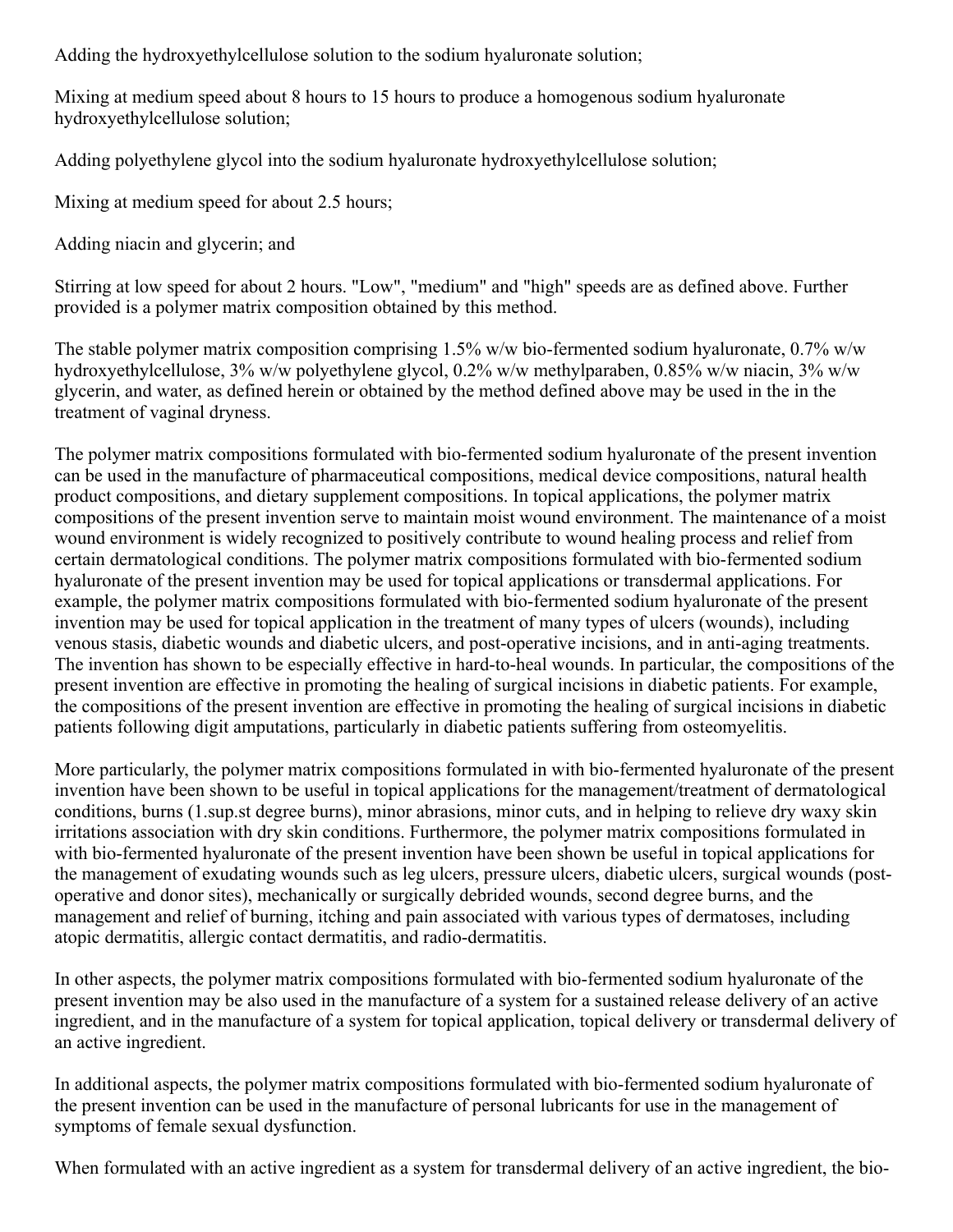Adding the hydroxyethylcellulose solution to the sodium hyaluronate solution;

Mixing at medium speed about 8 hours to 15 hours to produce a homogenous sodium hyaluronate hydroxyethylcellulose solution;

Adding polyethylene glycol into the sodium hyaluronate hydroxyethylcellulose solution;

Mixing at medium speed for about 2.5 hours;

Adding niacin and glycerin; and

Stirring at low speed for about 2 hours. "Low", "medium" and "high" speeds are as defined above. Further provided is a polymer matrix composition obtained by this method.

The stable polymer matrix composition comprising 1.5% w/w bio-fermented sodium hyaluronate, 0.7% w/w hydroxyethylcellulose, 3% w/w polyethylene glycol, 0.2% w/w methylparaben, 0.85% w/w niacin, 3% w/w glycerin, and water, as defined herein or obtained by the method defined above may be used in the in the treatment of vaginal dryness.

The polymer matrix compositions formulated with bio-fermented sodium hyaluronate of the present invention can be used in the manufacture of pharmaceutical compositions, medical device compositions, natural health product compositions, and dietary supplement compositions. In topical applications, the polymer matrix compositions of the present invention serve to maintain moist wound environment. The maintenance of a moist wound environment is widely recognized to positively contribute to wound healing process and relief from certain dermatological conditions. The polymer matrix compositions formulated with bio-fermented sodium hyaluronate of the present invention may be used for topical applications or transdermal applications. For example, the polymer matrix compositions formulated with bio-fermented sodium hyaluronate of the present invention may be used for topical application in the treatment of many types of ulcers (wounds), including venous stasis, diabetic wounds and diabetic ulcers, and post-operative incisions, and in anti-aging treatments. The invention has shown to be especially effective in hard-to-heal wounds. In particular, the compositions of the present invention are effective in promoting the healing of surgical incisions in diabetic patients. For example, the compositions of the present invention are effective in promoting the healing of surgical incisions in diabetic patients following digit amputations, particularly in diabetic patients suffering from osteomyelitis.

More particularly, the polymer matrix compositions formulated in with bio-fermented hyaluronate of the present invention have been shown to be useful in topical applications for the management/treatment of dermatological conditions, burns (1.sup.st degree burns), minor abrasions, minor cuts, and in helping to relieve dry waxy skin irritations association with dry skin conditions. Furthermore, the polymer matrix compositions formulated in with bio-fermented hyaluronate of the present invention have been shown be useful in topical applications for the management of exudating wounds such as leg ulcers, pressure ulcers, diabetic ulcers, surgical wounds (post-operative and donor sites), mechanically or surgically debrided wounds, second degree burns, and the management and relief of burning, itching and pain associated with various types of dermatoses, including atopic dermatitis, allergic contact dermatitis, and radio-dermatitis.

In other aspects, the polymer matrix compositions formulated with bio-fermented sodium hyaluronate of the present invention may be also used in the manufacture of a system for a sustained release delivery of an active ingredient, and in the manufacture of a system for topical application, topical delivery or transdermal delivery of an active ingredient.

In additional aspects, the polymer matrix compositions formulated with bio-fermented sodium hyaluronate of the present invention can be used in the manufacture of personal lubricants for use in the management of symptoms of female sexual dysfunction.

When formulated with an active ingredient as a system for transdermal delivery of an active ingredient, the bio-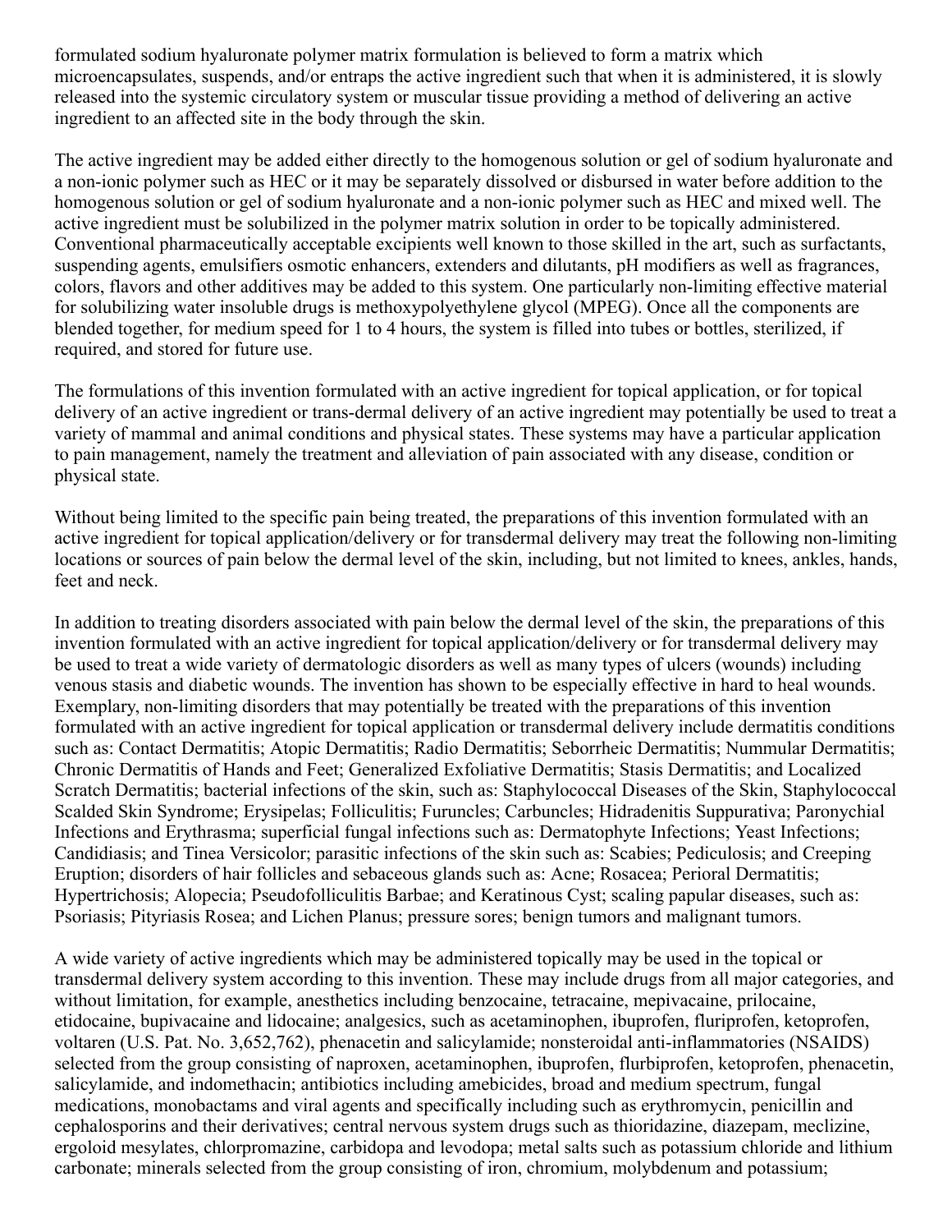formulated sodium hyaluronate polymer matrix formulation is believed to form a matrix which microencapsulates, suspends, and/or entraps the active ingredient such that when it is administered, it is slowly released into the systemic circulatory system or muscular tissue providing a method of delivering an active ingredient to an affected site in the body through the skin.

The active ingredient may be added either directly to the homogenous solution or gel of sodium hyaluronate and a non-ionic polymer such as HEC or it may be separately dissolved or disbursed in water before addition to the homogenous solution or gel of sodium hyaluronate and a non-ionic polymer such as HEC and mixed well. The active ingredient must be solubilized in the polymer matrix solution in order to be topically administered. Conventional pharmaceutically acceptable excipients well known to those skilled in the art, such as surfactants, suspending agents, emulsifiers osmotic enhancers, extenders and dilutants, pH modifiers as well as fragrances, colors, flavors and other additives may be added to this system. One particularly non-limiting effective material for solubilizing water insoluble drugs is methoxypolyethylene glycol (MPEG). Once all the components are blended together, for medium speed for 1 to 4 hours, the system is filled into tubes or bottles, sterilized, if required, and stored for future use.

The formulations of this invention formulated with an active ingredient for topical application, or for topical delivery of an active ingredient or trans-dermal delivery of an active ingredient may potentially be used to treat a variety of mammal and animal conditions and physical states. These systems may have a particular application to pain management, namely the treatment and alleviation of pain associated with any disease, condition or physical state.

Without being limited to the specific pain being treated, the preparations of this invention formulated with an active ingredient for topical application/delivery or for transdermal delivery may treat the following non-limiting locations or sources of pain below the dermal level of the skin, including, but not limited to knees, ankles, hands, feet and neck.

In addition to treating disorders associated with pain below the dermal level of the skin, the preparations of this invention formulated with an active ingredient for topical application/delivery or for transdermal delivery may be used to treat a wide variety of dermatologic disorders as well as many types of ulcers (wounds) including venous stasis and diabetic wounds. The invention has shown to be especially effective in hard to heal wounds. Exemplary, non-limiting disorders that may potentially be treated with the preparations of this invention formulated with an active ingredient for topical application or transdermal delivery include dermatitis conditions such as: Contact Dermatitis; Atopic Dermatitis; Radio Dermatitis; Seborrheic Dermatitis; Nummular Dermatitis; Chronic Dermatitis of Hands and Feet; Generalized Exfoliative Dermatitis; Stasis Dermatitis; and Localized Scratch Dermatitis; bacterial infections of the skin, such as: Staphylococcal Diseases of the Skin, Staphylococcal Scalded Skin Syndrome; Erysipelas; Folliculitis; Furuncles; Carbuncles; Hidradenitis Suppurativa; Paronychial Infections and Erythrasma; superficial fungal infections such as: Dermatophyte Infections; Yeast Infections; Candidiasis; and Tinea Versicolor; parasitic infections of the skin such as: Scabies; Pediculosis; and Creeping Eruption; disorders of hair follicles and sebaceous glands such as: Acne; Rosacea; Perioral Dermatitis; Hypertrichosis; Alopecia; Pseudofolliculitis Barbae; and Keratinous Cyst; scaling papular diseases, such as: Psoriasis; Pityriasis Rosea; and Lichen Planus; pressure sores; benign tumors and malignant tumors.

A wide variety of active ingredients which may be administered topically may be used in the topical or transdermal delivery system according to this invention. These may include drugs from all major categories, and without limitation, for example, anesthetics including benzocaine, tetracaine, mepivacaine, prilocaine, etidocaine, bupivacaine and lidocaine; analgesics, such as acetaminophen, ibuprofen, fluriprofen, ketoprofen, voltaren (U.S. Pat. No. 3,652,762), phenacetin and salicylamide; nonsteroidal anti-inflammatories (NSAIDS) selected from the group consisting of naproxen, acetaminophen, ibuprofen, flurbiprofen, ketoprofen, phenacetin, salicylamide, and indomethacin; antibiotics including amebicides, broad and medium spectrum, fungal medications, monobactams and viral agents and specifically including such as erythromycin, penicillin and cephalosporins and their derivatives; central nervous system drugs such as thioridazine, diazepam, meclizine, ergoloid mesylates, chlorpromazine, carbidopa and levodopa; metal salts such as potassium chloride and lithium carbonate; minerals selected from the group consisting of iron, chromium, molybdenum and potassium;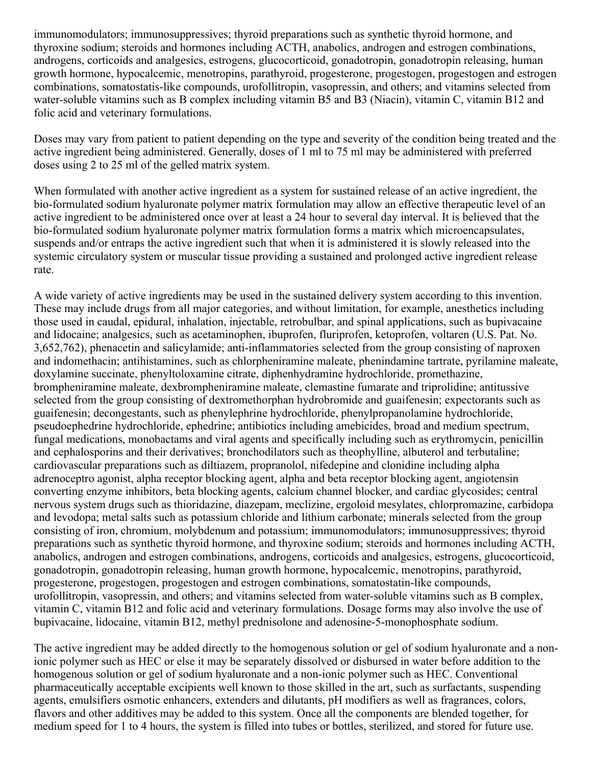immunomodulators; immunosuppressives; thyroid preparations such as synthetic thyroid hormone, and thyroxine sodium; steroids and hormones including ACTH, anabolics, androgen and estrogen combinations, androgens, corticoids and analgesics, estrogens, glucocorticoid, gonadotropin, gonadotropin releasing, human growth hormone, hypocalcemic, menotropins, parathyroid, progesterone, progestogen, progestogen and estrogen combinations, somatostatis-like compounds, urofollitropin, vasopressin, and others; and vitamins selected from water-soluble vitamins such as B complex including vitamin B5 and B3 (Niacin), vitamin C, vitamin B12 and folic acid and veterinary formulations.

Doses may vary from patient to patient depending on the type and severity of the condition being treated and the active ingredient being administered. Generally, doses of 1 ml to 75 ml may be administered with preferred doses using 2 to 25 ml of the gelled matrix system.

When formulated with another active ingredient as a system for sustained release of an active ingredient, the bio-formulated sodium hyaluronate polymer matrix formulation may allow an effective therapeutic level of an active ingredient to be administered once over at least a 24 hour to several day interval. It is believed that the bio-formulated sodium hyaluronate polymer matrix formulation forms a matrix which microencapsulates, suspends and/or entraps the active ingredient such that when it is administered it is slowly released into the systemic circulatory system or muscular tissue providing a sustained and prolonged active ingredient release rate.

A wide variety of active ingredients may be used in the sustained delivery system according to this invention. These may include drugs from all major categories, and without limitation, for example, anesthetics including those used in caudal, epidural, inhalation, injectable, retrobulbar, and spinal applications, such as bupivacaine and lidocaine; analgesics, such as acetaminophen, ibuprofen, fluriprofen, ketoprofen, voltaren (U.S. Pat. No. 3,652,762), phenacetin and salicylamide; anti-inflammatories selected from the group consisting of naproxen and indomethacin; antihistamines, such as chlorpheniramine maleate, phenindamine tartrate, pyrilamine maleate, doxylamine succinate, phenyltoloxamine citrate, diphenhydramine hydrochloride, promethazine, brompheniramine maleate, dexbrompheniramine maleate, clemastine fumarate and triprolidine; antitussive selected from the group consisting of dextromethorphan hydrobromide and guaifenesin; expectorants such as guaifenesin; decongestants, such as phenylephrine hydrochloride, phenylpropanolamine hydrochloride, pseudoephedrine hydrochloride, ephedrine; antibiotics including amebicides, broad and medium spectrum, fungal medications, monobactams and viral agents and specifically including such as erythromycin, penicillin and cephalosporins and their derivatives; bronchodilators such as theophylline, albuterol and terbutaline; cardiovascular preparations such as diltiazem, propranolol, nifedepine and clonidine including alpha adrenoceptro agonist, alpha receptor blocking agent, alpha and beta receptor blocking agent, angiotensin converting enzyme inhibitors, beta blocking agents, calcium channel blocker, and cardiac glycosides; central nervous system drugs such as thioridazine, diazepam, meclizine, ergoloid mesylates, chlorpromazine, carbidopa and levodopa; metal salts such as potassium chloride and lithium carbonate; minerals selected from the group consisting of iron, chromium, molybdenum and potassium; immunomodulators; immunosuppressives; thyroid preparations such as synthetic thyroid hormone, and thyroxine sodium; steroids and hormones including ACTH, anabolics, androgen and estrogen combinations, androgens, corticoids and analgesics, estrogens, glucocorticoid, gonadotropin, gonadotropin releasing, human growth hormone, hypocalcemic, menotropins, parathyroid, progesterone, progestogen, progestogen and estrogen combinations, somatostatin-like compounds, urofollitropin, vasopressin, and others; and vitamins selected from water-soluble vitamins such as B complex, vitamin C, vitamin B12 and folic acid and veterinary formulations. Dosage forms may also involve the use of bupivacaine, lidocaine, vitamin B12, methyl prednisolone and adenosine-5-monophosphate sodium.

The active ingredient may be added directly to the homogenous solution or gel of sodium hyaluronate and a non-ionic polymer such as HEC or else it may be separately dissolved or disbursed in water before addition to the homogenous solution or gel of sodium hyaluronate and a non-ionic polymer such as HEC. Conventional pharmaceutically acceptable excipients well known to those skilled in the art, such as surfactants, suspending agents, emulsifiers osmotic enhancers, extenders and dilutants, pH modifiers as well as fragrances, colors, flavors and other additives may be added to this system. Once all the components are blended together, for medium speed for 1 to 4 hours, the system is filled into tubes or bottles, sterilized, and stored for future use.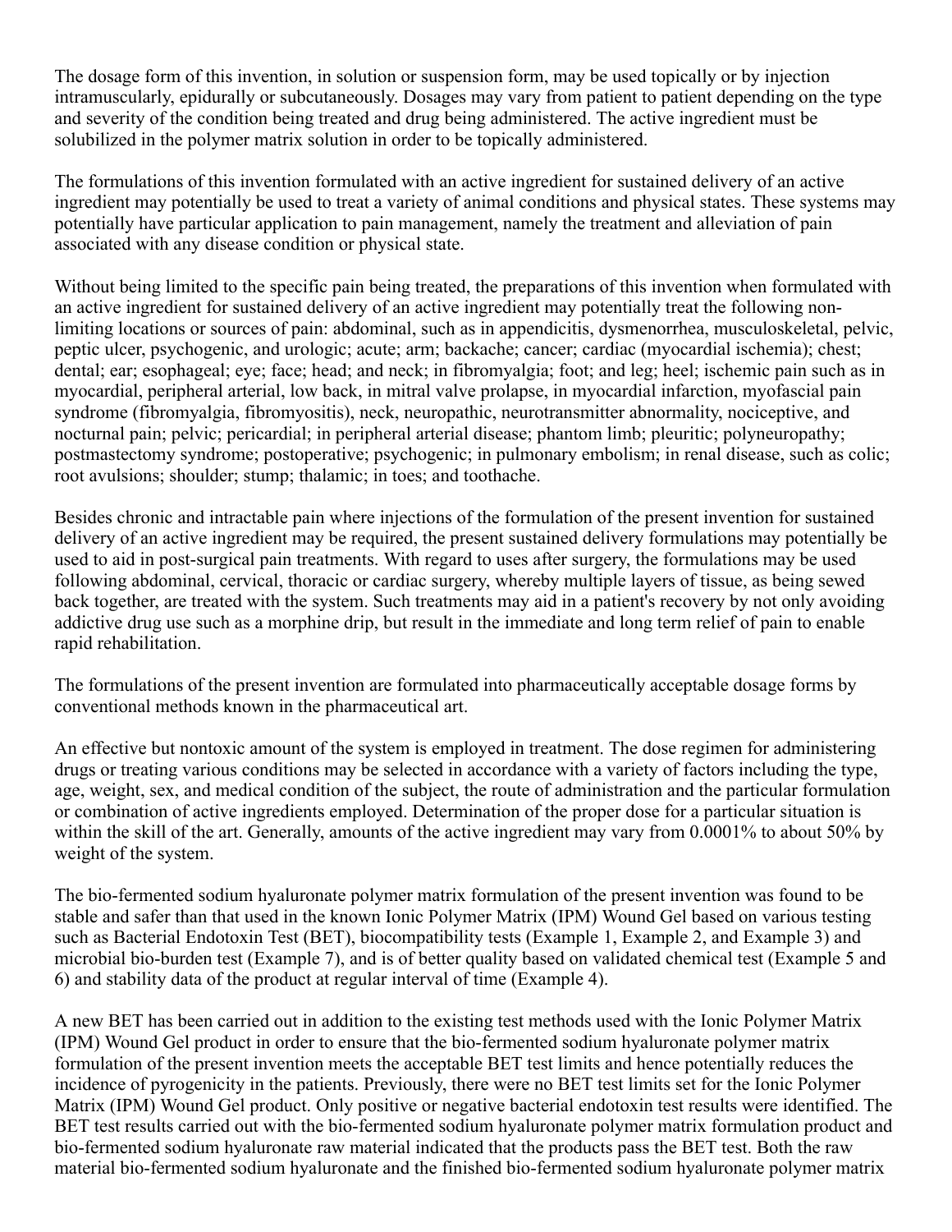The dosage form of this invention, in solution or suspension form, may be used topically or by injection intramuscularly, epidurally or subcutaneously. Dosages may vary from patient to patient depending on the type and severity of the condition being treated and drug being administered. The active ingredient must be solubilized in the polymer matrix solution in order to be topically administered.

The formulations of this invention formulated with an active ingredient for sustained delivery of an active ingredient may potentially be used to treat a variety of animal conditions and physical states. These systems may potentially have particular application to pain management, namely the treatment and alleviation of pain associated with any disease condition or physical state.

Without being limited to the specific pain being treated, the preparations of this invention when formulated with an active ingredient for sustained delivery of an active ingredient may potentially treat the following non-limiting locations or sources of pain: abdominal, such as in appendicitis, dysmenorrhea, musculoskeletal, pelvic, peptic ulcer, psychogenic, and urologic; acute; arm; backache; cancer; cardiac (myocardial ischemia); chest; dental; ear; esophageal; eye; face; head; and neck; in fibromyalgia; foot; and leg; heel; ischemic pain such as in myocardial, peripheral arterial, low back, in mitral valve prolapse, in myocardial infarction, myofascial pain syndrome (fibromyalgia, fibromyositis), neck, neuropathic, neurotransmitter abnormality, nociceptive, and nocturnal pain; pelvic; pericardial; in peripheral arterial disease; phantom limb; pleuritic; polyneuropathy; postmastectomy syndrome; postoperative; psychogenic; in pulmonary embolism; in renal disease, such as colic; root avulsions; shoulder; stump; thalamic; in toes; and toothache.

Besides chronic and intractable pain where injections of the formulation of the present invention for sustained delivery of an active ingredient may be required, the present sustained delivery formulations may potentially be used to aid in post-surgical pain treatments. With regard to uses after surgery, the formulations may be used following abdominal, cervical, thoracic or cardiac surgery, whereby multiple layers of tissue, as being sewed back together, are treated with the system. Such treatments may aid in a patient's recovery by not only avoiding addictive drug use such as a morphine drip, but result in the immediate and long term relief of pain to enable rapid rehabilitation.

The formulations of the present invention are formulated into pharmaceutically acceptable dosage forms by conventional methods known in the pharmaceutical art.

An effective but nontoxic amount of the system is employed in treatment. The dose regimen for administering drugs or treating various conditions may be selected in accordance with a variety of factors including the type, age, weight, sex, and medical condition of the subject, the route of administration and the particular formulation or combination of active ingredients employed. Determination of the proper dose for a particular situation is within the skill of the art. Generally, amounts of the active ingredient may vary from 0.0001% to about 50% by weight of the system.

The bio-fermented sodium hyaluronate polymer matrix formulation of the present invention was found to be stable and safer than that used in the known Ionic Polymer Matrix (IPM) Wound Gel based on various testing such as Bacterial Endotoxin Test (BET), biocompatibility tests (Example 1, Example 2, and Example 3) and microbial bio-burden test (Example 7), and is of better quality based on validated chemical test (Example 5 and 6) and stability data of the product at regular interval of time (Example 4).

A new BET has been carried out in addition to the existing test methods used with the Ionic Polymer Matrix (IPM) Wound Gel product in order to ensure that the bio-fermented sodium hyaluronate polymer matrix formulation of the present invention meets the acceptable BET test limits and hence potentially reduces the incidence of pyrogenicity in the patients. Previously, there were no BET test limits set for the Ionic Polymer Matrix (IPM) Wound Gel product. Only positive or negative bacterial endotoxin test results were identified. The BET test results carried out with the bio-fermented sodium hyaluronate polymer matrix formulation product and bio-fermented sodium hyaluronate raw material indicated that the products pass the BET test. Both the raw material bio-fermented sodium hyaluronate and the finished bio-fermented sodium hyaluronate polymer matrix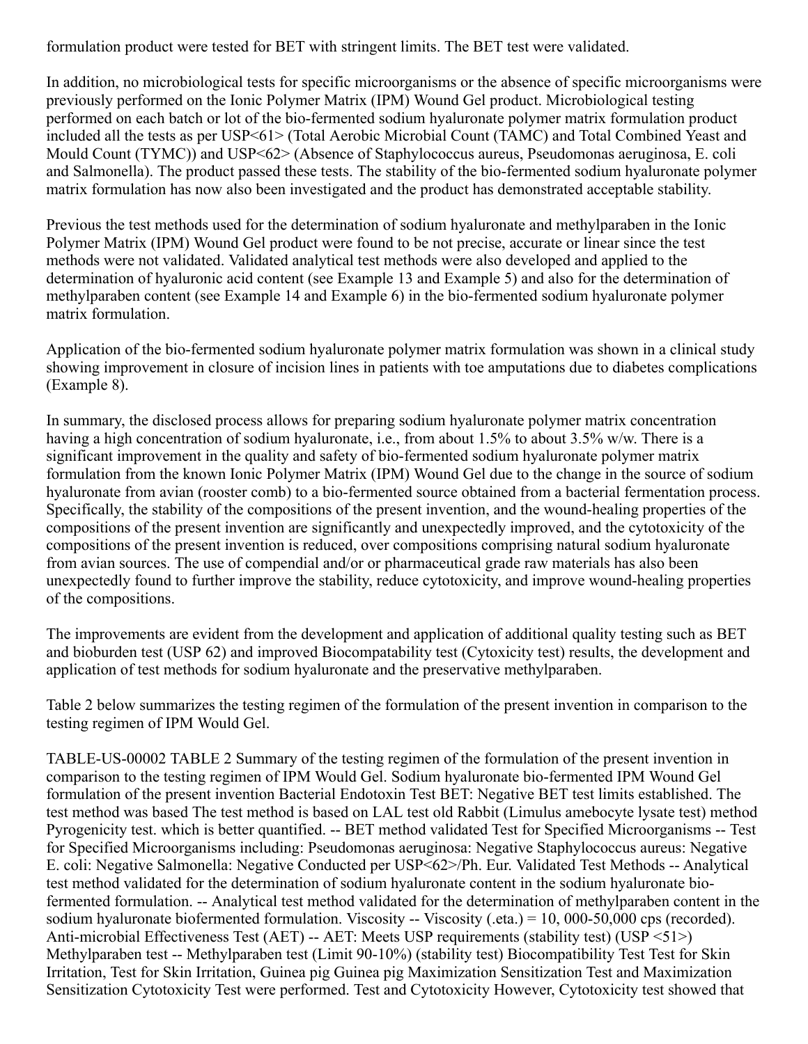formulation product were tested for BET with stringent limits. The BET test were validated.

In addition, no microbiological tests for specific microorganisms or the absence of specific microorganisms were previously performed on the Ionic Polymer Matrix (IPM) Wound Gel product. Microbiological testing performed on each batch or lot of the bio-fermented sodium hyaluronate polymer matrix formulation product included all the tests as per USP<61> (Total Aerobic Microbial Count (TAMC) and Total Combined Yeast and Mould Count (TYMC)) and USP<62> (Absence of Staphylococcus aureus, Pseudomonas aeruginosa, E. coli and Salmonella). The product passed these tests. The stability of the bio-fermented sodium hyaluronate polymer matrix formulation has now also been investigated and the product has demonstrated acceptable stability.

Previous the test methods used for the determination of sodium hyaluronate and methylparaben in the Ionic Polymer Matrix (IPM) Wound Gel product were found to be not precise, accurate or linear since the test methods were not validated. Validated analytical test methods were also developed and applied to the determination of hyaluronic acid content (see Example 13 and Example 5) and also for the determination of methylparaben content (see Example 14 and Example 6) in the bio-fermented sodium hyaluronate polymer matrix formulation.

Application of the bio-fermented sodium hyaluronate polymer matrix formulation was shown in a clinical study showing improvement in closure of incision lines in patients with toe amputations due to diabetes complications (Example 8).

In summary, the disclosed process allows for preparing sodium hyaluronate polymer matrix concentration having a high concentration of sodium hyaluronate, i.e., from about 1.5% to about 3.5% w/w. There is a significant improvement in the quality and safety of bio-fermented sodium hyaluronate polymer matrix formulation from the known Ionic Polymer Matrix (IPM) Wound Gel due to the change in the source of sodium hyaluronate from avian (rooster comb) to a bio-fermented source obtained from a bacterial fermentation process. Specifically, the stability of the compositions of the present invention, and the wound-healing properties of the compositions of the present invention are significantly and unexpectedly improved, and the cytotoxicity of the compositions of the present invention is reduced, over compositions comprising natural sodium hyaluronate from avian sources. The use of compendial and/or or pharmaceutical grade raw materials has also been unexpectedly found to further improve the stability, reduce cytotoxicity, and improve wound-healing properties of the compositions.

The improvements are evident from the development and application of additional quality testing such as BET and bioburden test (USP 62) and improved Biocompatability test (Cytoxicity test) results, the development and application of test methods for sodium hyaluronate and the preservative methylparaben.

Table 2 below summarizes the testing regimen of the formulation of the present invention in comparison to the testing regimen of IPM Would Gel.

TABLE-US-00002 TABLE 2 Summary of the testing regimen of the formulation of the present invention in comparison to the testing regimen of IPM Would Gel. Sodium hyaluronate bio-fermented IPM Wound Gel formulation of the present invention Bacterial Endotoxin Test BET: Negative BET test limits established. The test method was based The test method is based on LAL test old Rabbit (Limulus amebocyte lysate test) method Pyrogenicity test. which is better quantified. -- BET method validated Test for Specified Microorganisms -- Test for Specified Microorganisms including: Pseudomonas aeruginosa: Negative Staphylococcus aureus: Negative E. coli: Negative Salmonella: Negative Conducted per USP<62>/Ph. Eur. Validated Test Methods -- Analytical test method validated for the determination of sodium hyaluronate content in the sodium hyaluronate bio-fermented formulation. -- Analytical test method validated for the determination of methylparaben content in the sodium hyaluronate biofermented formulation. Viscosity -- Viscosity (.eta.) = 10, 000-50,000 cps (recorded). Anti-microbial Effectiveness Test (AET) -- AET: Meets USP requirements (stability test) (USP <51>) Methylparaben test -- Methylparaben test (Limit 90-10%) (stability test) Biocompatibility Test Test for Skin Irritation, Test for Skin Irritation, Guinea pig Guinea pig Maximization Sensitization Test and Maximization Sensitization Cytotoxicity Test were performed. Test and Cytotoxicity However, Cytotoxicity test showed that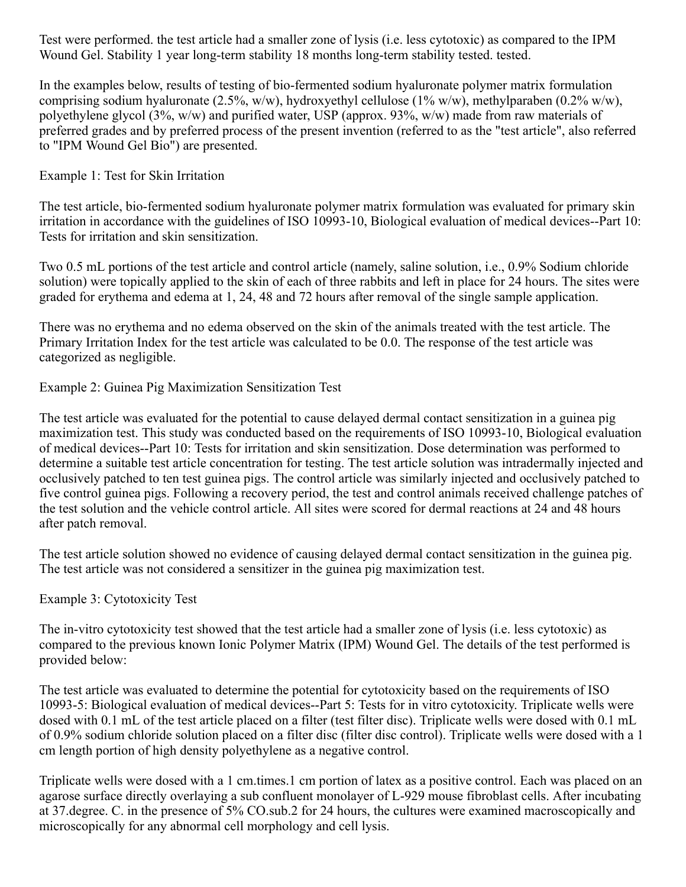Test were performed. the test article had a smaller zone of lysis (i.e. less cytotoxic) as compared to the IPM Wound Gel. Stability 1 year long-term stability 18 months long-term stability tested. tested.

In the examples below, results of testing of bio-fermented sodium hyaluronate polymer matrix formulation comprising sodium hyaluronate (2.5%, w/w), hydroxyethyl cellulose (1% w/w), methylparaben (0.2% w/w), polyethylene glycol (3%, w/w) and purified water, USP (approx. 93%, w/w) made from raw materials of preferred grades and by preferred process of the present invention (referred to as the "test article", also referred to "IPM Wound Gel Bio") are presented.

Example 1: Test for Skin Irritation

The test article, bio-fermented sodium hyaluronate polymer matrix formulation was evaluated for primary skin irritation in accordance with the guidelines of ISO 10993-10, Biological evaluation of medical devices--Part 10: Tests for irritation and skin sensitization.

Two 0.5 mL portions of the test article and control article (namely, saline solution, i.e., 0.9% Sodium chloride solution) were topically applied to the skin of each of three rabbits and left in place for 24 hours. The sites were graded for erythema and edema at 1, 24, 48 and 72 hours after removal of the single sample application.

There was no erythema and no edema observed on the skin of the animals treated with the test article. The Primary Irritation Index for the test article was calculated to be 0.0. The response of the test article was categorized as negligible.

Example 2: Guinea Pig Maximization Sensitization Test

The test article was evaluated for the potential to cause delayed dermal contact sensitization in a guinea pig maximization test. This study was conducted based on the requirements of ISO 10993-10, Biological evaluation of medical devices--Part 10: Tests for irritation and skin sensitization. Dose determination was performed to determine a suitable test article concentration for testing. The test article solution was intradermally injected and occlusively patched to ten test guinea pigs. The control article was similarly injected and occlusively patched to five control guinea pigs. Following a recovery period, the test and control animals received challenge patches of the test solution and the vehicle control article. All sites were scored for dermal reactions at 24 and 48 hours after patch removal.

The test article solution showed no evidence of causing delayed dermal contact sensitization in the guinea pig. The test article was not considered a sensitizer in the guinea pig maximization test.

Example 3: Cytotoxicity Test

The in-vitro cytotoxicity test showed that the test article had a smaller zone of lysis (i.e. less cytotoxic) as compared to the previous known Ionic Polymer Matrix (IPM) Wound Gel. The details of the test performed is provided below:

The test article was evaluated to determine the potential for cytotoxicity based on the requirements of ISO 10993-5: Biological evaluation of medical devices--Part 5: Tests for in vitro cytotoxicity. Triplicate wells were dosed with 0.1 mL of the test article placed on a filter (test filter disc). Triplicate wells were dosed with 0.1 mL of 0.9% sodium chloride solution placed on a filter disc (filter disc control). Triplicate wells were dosed with a 1 cm length portion of high density polyethylene as a negative control.

Triplicate wells were dosed with a 1 cm.times.1 cm portion of latex as a positive control. Each was placed on an agarose surface directly overlaying a sub confluent monolayer of L-929 mouse fibroblast cells. After incubating at 37.degree. C. in the presence of 5% CO.sub.2 for 24 hours, the cultures were examined macroscopically and microscopically for any abnormal cell morphology and cell lysis.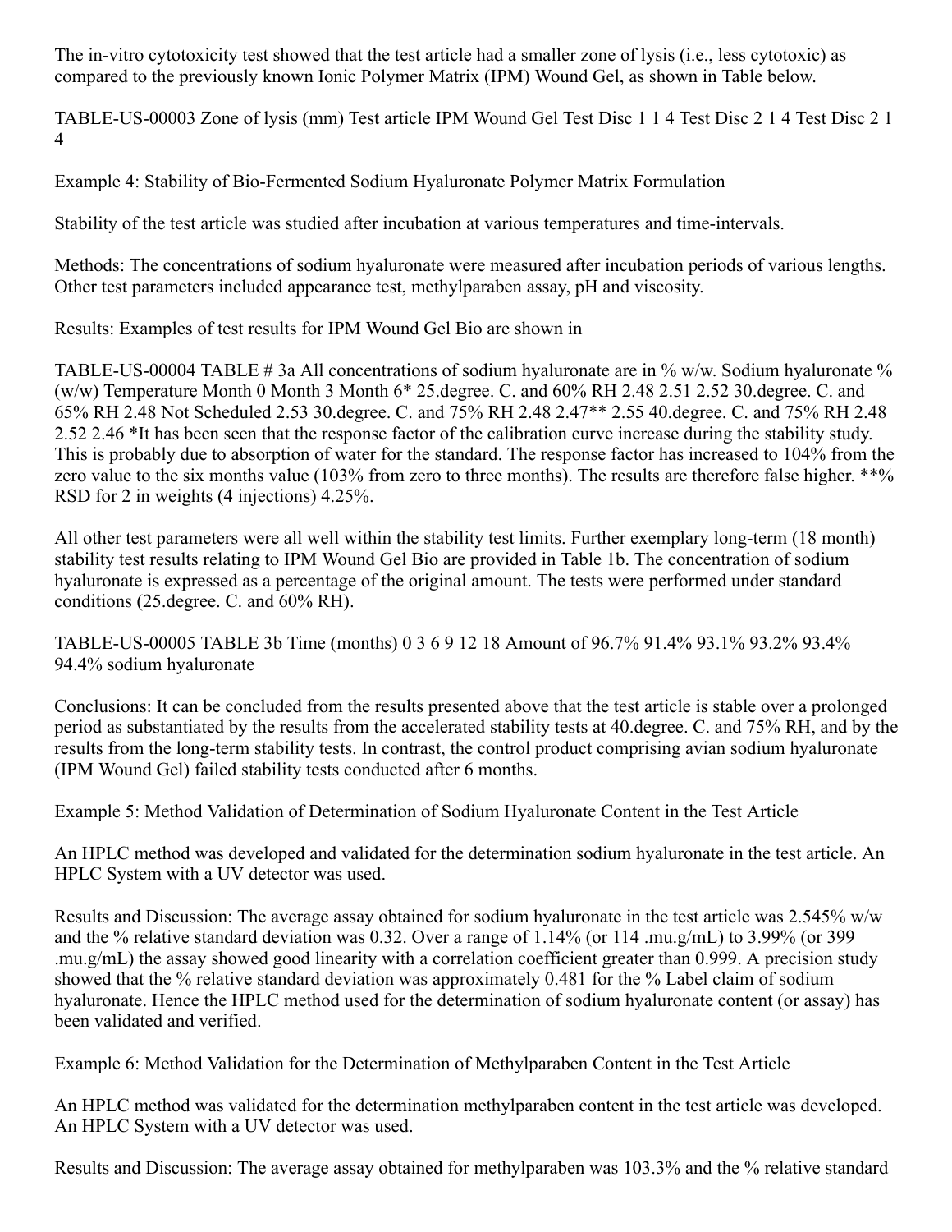The in-vitro cytotoxicity test showed that the test article had a smaller zone of lysis (i.e., less cytotoxic) as compared to the previously known Ionic Polymer Matrix (IPM) Wound Gel, as shown in Table below.

TABLE-US-00003

| Zone of lysis (mm) | Test article | IPM Wound Gel |
|---|---|---|
| Test Disc 1 | 1 | 4 |
| Test Disc 2 | 1 | 4 |
| Test Disc 2 | 1 | 4 |

Example 4: Stability of Bio-Fermented Sodium Hyaluronate Polymer Matrix Formulation

Stability of the test article was studied after incubation at various temperatures and time-intervals.

Methods: The concentrations of sodium hyaluronate were measured after incubation periods of various lengths. Other test parameters included appearance test, methylparaben assay, pH and viscosity.

Results: Examples of test results for IPM Wound Gel Bio are shown in

TABLE-US-00004 TABLE # 3a All concentrations of sodium hyaluronate are in % w/w.

| Sodium hyaluronate % (w/w) Temperature | Month 0 | Month 3 | Month 6* |
|---|---|---|---|
| 25.degree. C. and 60% RH | 2.48 | 2.51 | 2.52 |
| 30.degree. C. and 65% RH | 2.48 | Not Scheduled | 2.53 |
| 30.degree. C. and 75% RH | 2.48 | 2.47** | 2.55 |
| 40.degree. C. and 75% RH | 2.48 | 2.52 | 2.46 |

*It has been seen that the response factor of the calibration curve increase during the stability study. This is probably due to absorption of water for the standard. The response factor has increased to 104% from the zero value to the six months value (103% from zero to three months). The results are therefore false higher. **% RSD for 2 in weights (4 injections) 4.25%.

All other test parameters were all well within the stability test limits. Further exemplary long-term (18 month) stability test results relating to IPM Wound Gel Bio are provided in Table 1b. The concentration of sodium hyaluronate is expressed as a percentage of the original amount. The tests were performed under standard conditions (25.degree. C. and 60% RH).

TABLE-US-00005 TABLE 3b

| Time (months) | 0 | 3 | 6 | 9 | 12 | 18 |
|---|---|---|---|---|---|---|
| Amount of sodium hyaluronate | 96.7% | 91.4% | 93.1% | 93.2% | 93.4% | 94.4% |

Conclusions: It can be concluded from the results presented above that the test article is stable over a prolonged period as substantiated by the results from the accelerated stability tests at 40.degree. C. and 75% RH, and by the results from the long-term stability tests. In contrast, the control product comprising avian sodium hyaluronate (IPM Wound Gel) failed stability tests conducted after 6 months.

Example 5: Method Validation of Determination of Sodium Hyaluronate Content in the Test Article

An HPLC method was developed and validated for the determination sodium hyaluronate in the test article. An HPLC System with a UV detector was used.

Results and Discussion: The average assay obtained for sodium hyaluronate in the test article was 2.545% w/w and the % relative standard deviation was 0.32. Over a range of 1.14% (or 114 .mu.g/mL) to 3.99% (or 399 .mu.g/mL) the assay showed good linearity with a correlation coefficient greater than 0.999. A precision study showed that the % relative standard deviation was approximately 0.481 for the % Label claim of sodium hyaluronate. Hence the HPLC method used for the determination of sodium hyaluronate content (or assay) has been validated and verified.

Example 6: Method Validation for the Determination of Methylparaben Content in the Test Article

An HPLC method was validated for the determination methylparaben content in the test article was developed. An HPLC System with a UV detector was used.

Results and Discussion: The average assay obtained for methylparaben was 103.3% and the % relative standard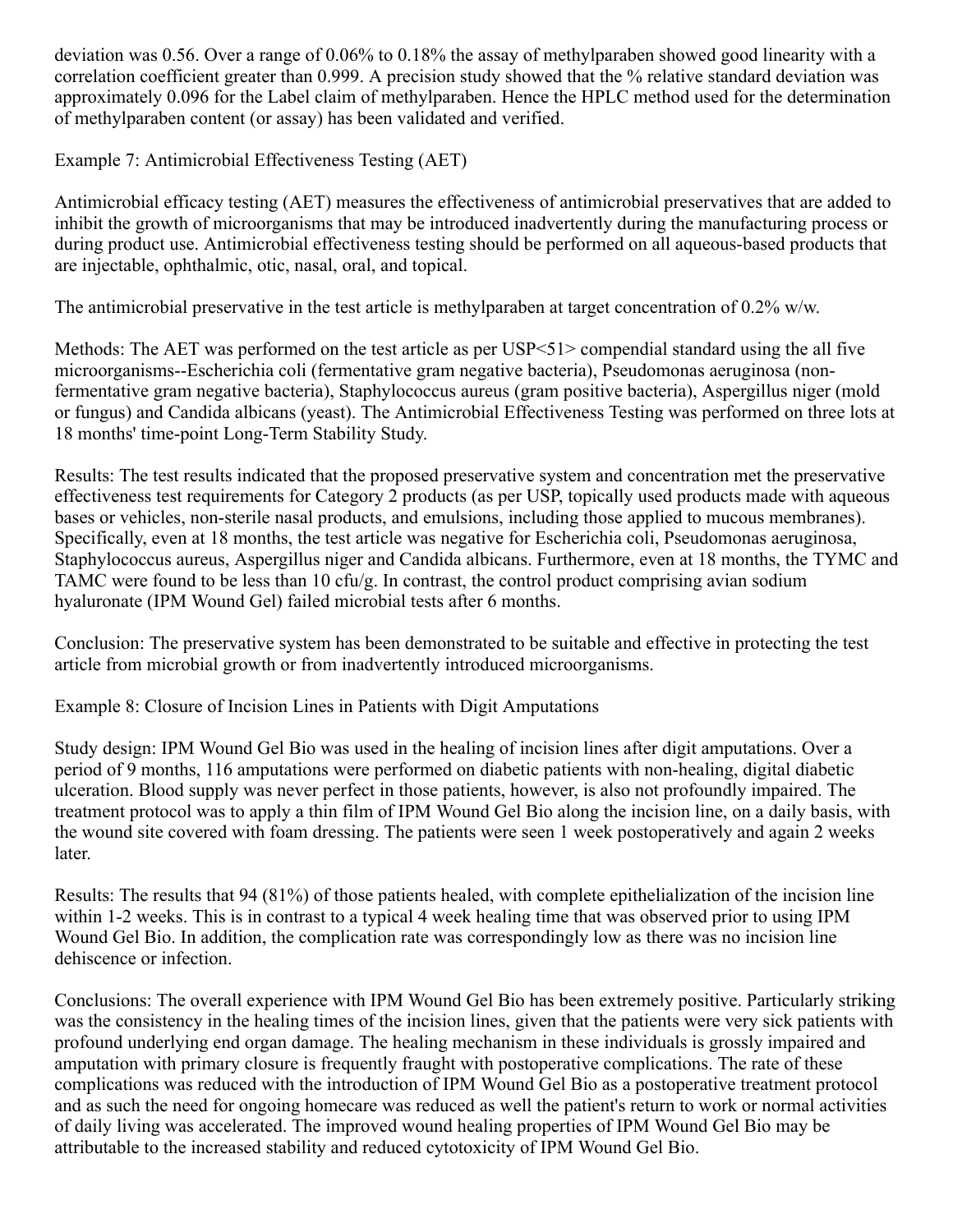deviation was 0.56. Over a range of 0.06% to 0.18% the assay of methylparaben showed good linearity with a correlation coefficient greater than 0.999. A precision study showed that the % relative standard deviation was approximately 0.096 for the Label claim of methylparaben. Hence the HPLC method used for the determination of methylparaben content (or assay) has been validated and verified.

Example 7: Antimicrobial Effectiveness Testing (AET)

Antimicrobial efficacy testing (AET) measures the effectiveness of antimicrobial preservatives that are added to inhibit the growth of microorganisms that may be introduced inadvertently during the manufacturing process or during product use. Antimicrobial effectiveness testing should be performed on all aqueous-based products that are injectable, ophthalmic, otic, nasal, oral, and topical.

The antimicrobial preservative in the test article is methylparaben at target concentration of 0.2% w/w.

Methods: The AET was performed on the test article as per USP<51> compendial standard using the all five microorganisms--Escherichia coli (fermentative gram negative bacteria), Pseudomonas aeruginosa (non-fermentative gram negative bacteria), Staphylococcus aureus (gram positive bacteria), Aspergillus niger (mold or fungus) and Candida albicans (yeast). The Antimicrobial Effectiveness Testing was performed on three lots at 18 months' time-point Long-Term Stability Study.

Results: The test results indicated that the proposed preservative system and concentration met the preservative effectiveness test requirements for Category 2 products (as per USP, topically used products made with aqueous bases or vehicles, non-sterile nasal products, and emulsions, including those applied to mucous membranes). Specifically, even at 18 months, the test article was negative for Escherichia coli, Pseudomonas aeruginosa, Staphylococcus aureus, Aspergillus niger and Candida albicans. Furthermore, even at 18 months, the TYMC and TAMC were found to be less than 10 cfu/g. In contrast, the control product comprising avian sodium hyaluronate (IPM Wound Gel) failed microbial tests after 6 months.

Conclusion: The preservative system has been demonstrated to be suitable and effective in protecting the test article from microbial growth or from inadvertently introduced microorganisms.

Example 8: Closure of Incision Lines in Patients with Digit Amputations

Study design: IPM Wound Gel Bio was used in the healing of incision lines after digit amputations. Over a period of 9 months, 116 amputations were performed on diabetic patients with non-healing, digital diabetic ulceration. Blood supply was never perfect in those patients, however, is also not profoundly impaired. The treatment protocol was to apply a thin film of IPM Wound Gel Bio along the incision line, on a daily basis, with the wound site covered with foam dressing. The patients were seen 1 week postoperatively and again 2 weeks later.

Results: The results that 94 (81%) of those patients healed, with complete epithelialization of the incision line within 1-2 weeks. This is in contrast to a typical 4 week healing time that was observed prior to using IPM Wound Gel Bio. In addition, the complication rate was correspondingly low as there was no incision line dehiscence or infection.

Conclusions: The overall experience with IPM Wound Gel Bio has been extremely positive. Particularly striking was the consistency in the healing times of the incision lines, given that the patients were very sick patients with profound underlying end organ damage. The healing mechanism in these individuals is grossly impaired and amputation with primary closure is frequently fraught with postoperative complications. The rate of these complications was reduced with the introduction of IPM Wound Gel Bio as a postoperative treatment protocol and as such the need for ongoing homecare was reduced as well the patient's return to work or normal activities of daily living was accelerated. The improved wound healing properties of IPM Wound Gel Bio may be attributable to the increased stability and reduced cytotoxicity of IPM Wound Gel Bio.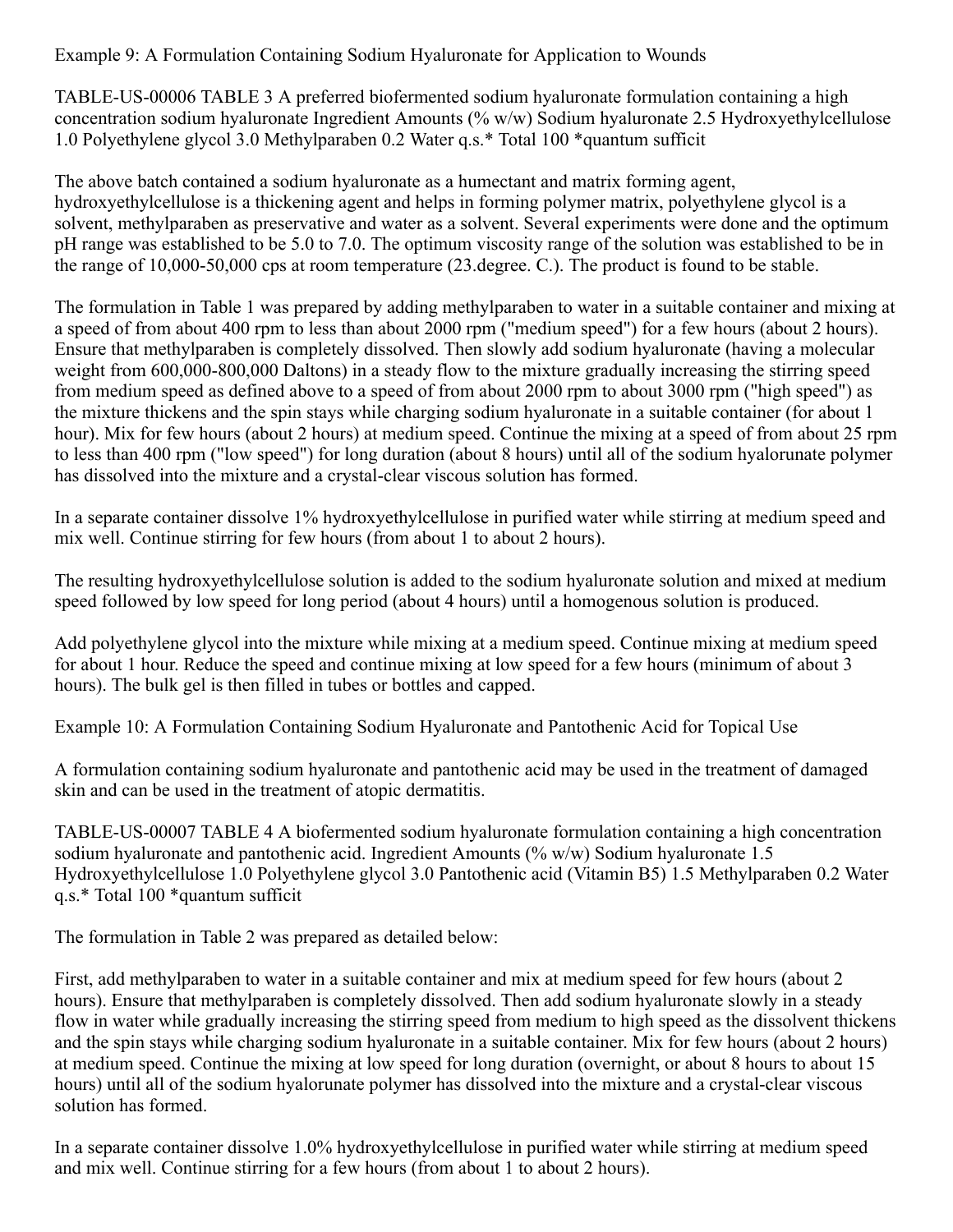Example 9: A Formulation Containing Sodium Hyaluronate for Application to Wounds

TABLE-US-00006 TABLE 3 A preferred biofermented sodium hyaluronate formulation containing a high concentration sodium hyaluronate Ingredient Amounts (% w/w) Sodium hyaluronate 2.5 Hydroxyethylcellulose 1.0 Polyethylene glycol 3.0 Methylparaben 0.2 Water q.s.* Total 100 *quantum sufficit

The above batch contained a sodium hyaluronate as a humectant and matrix forming agent, hydroxyethylcellulose is a thickening agent and helps in forming polymer matrix, polyethylene glycol is a solvent, methylparaben as preservative and water as a solvent. Several experiments were done and the optimum pH range was established to be 5.0 to 7.0. The optimum viscosity range of the solution was established to be in the range of 10,000-50,000 cps at room temperature (23.degree. C.). The product is found to be stable.

The formulation in Table 1 was prepared by adding methylparaben to water in a suitable container and mixing at a speed of from about 400 rpm to less than about 2000 rpm ("medium speed") for a few hours (about 2 hours). Ensure that methylparaben is completely dissolved. Then slowly add sodium hyaluronate (having a molecular weight from 600,000-800,000 Daltons) in a steady flow to the mixture gradually increasing the stirring speed from medium speed as defined above to a speed of from about 2000 rpm to about 3000 rpm ("high speed") as the mixture thickens and the spin stays while charging sodium hyaluronate in a suitable container (for about 1 hour). Mix for few hours (about 2 hours) at medium speed. Continue the mixing at a speed of from about 25 rpm to less than 400 rpm ("low speed") for long duration (about 8 hours) until all of the sodium hyalorunate polymer has dissolved into the mixture and a crystal-clear viscous solution has formed.

In a separate container dissolve 1% hydroxyethylcellulose in purified water while stirring at medium speed and mix well. Continue stirring for few hours (from about 1 to about 2 hours).

The resulting hydroxyethylcellulose solution is added to the sodium hyaluronate solution and mixed at medium speed followed by low speed for long period (about 4 hours) until a homogenous solution is produced.

Add polyethylene glycol into the mixture while mixing at a medium speed. Continue mixing at medium speed for about 1 hour. Reduce the speed and continue mixing at low speed for a few hours (minimum of about 3 hours). The bulk gel is then filled in tubes or bottles and capped.

Example 10: A Formulation Containing Sodium Hyaluronate and Pantothenic Acid for Topical Use

A formulation containing sodium hyaluronate and pantothenic acid may be used in the treatment of damaged skin and can be used in the treatment of atopic dermatitis.

TABLE-US-00007 TABLE 4 A biofermented sodium hyaluronate formulation containing a high concentration sodium hyaluronate and pantothenic acid. Ingredient Amounts (% w/w) Sodium hyaluronate 1.5 Hydroxyethylcellulose 1.0 Polyethylene glycol 3.0 Pantothenic acid (Vitamin B5) 1.5 Methylparaben 0.2 Water q.s.* Total 100 *quantum sufficit

The formulation in Table 2 was prepared as detailed below:

First, add methylparaben to water in a suitable container and mix at medium speed for few hours (about 2 hours). Ensure that methylparaben is completely dissolved. Then add sodium hyaluronate slowly in a steady flow in water while gradually increasing the stirring speed from medium to high speed as the dissolvent thickens and the spin stays while charging sodium hyaluronate in a suitable container. Mix for few hours (about 2 hours) at medium speed. Continue the mixing at low speed for long duration (overnight, or about 8 hours to about 15 hours) until all of the sodium hyalorunate polymer has dissolved into the mixture and a crystal-clear viscous solution has formed.

In a separate container dissolve 1.0% hydroxyethylcellulose in purified water while stirring at medium speed and mix well. Continue stirring for a few hours (from about 1 to about 2 hours).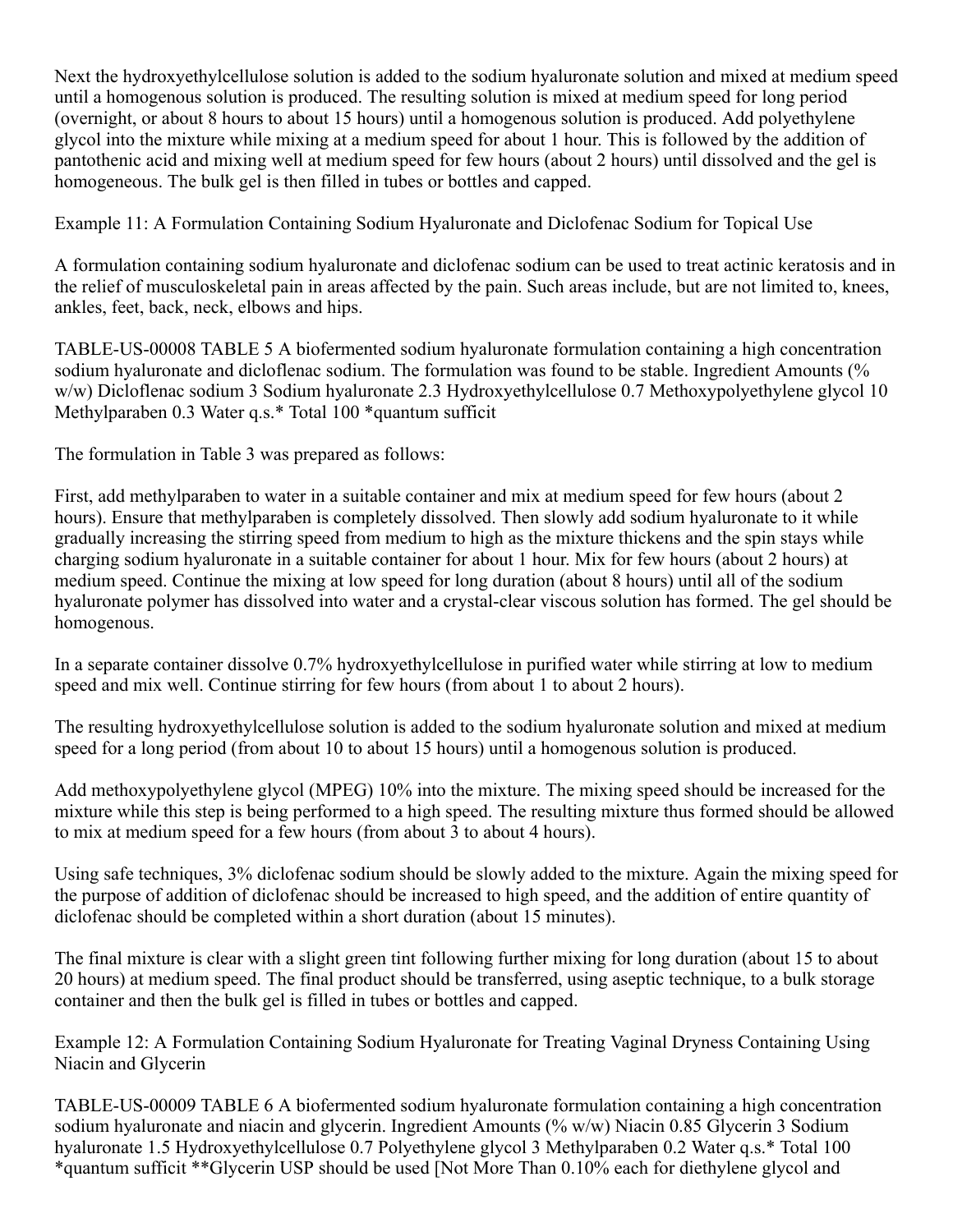Next the hydroxyethylcellulose solution is added to the sodium hyaluronate solution and mixed at medium speed until a homogenous solution is produced. The resulting solution is mixed at medium speed for long period (overnight, or about 8 hours to about 15 hours) until a homogenous solution is produced. Add polyethylene glycol into the mixture while mixing at a medium speed for about 1 hour. This is followed by the addition of pantothenic acid and mixing well at medium speed for few hours (about 2 hours) until dissolved and the gel is homogeneous. The bulk gel is then filled in tubes or bottles and capped.

Example 11: A Formulation Containing Sodium Hyaluronate and Diclofenac Sodium for Topical Use

A formulation containing sodium hyaluronate and diclofenac sodium can be used to treat actinic keratosis and in the relief of musculoskeletal pain in areas affected by the pain. Such areas include, but are not limited to, knees, ankles, feet, back, neck, elbows and hips.

TABLE-US-00008 TABLE 5 A biofermented sodium hyaluronate formulation containing a high concentration sodium hyaluronate and dicloflenac sodium. The formulation was found to be stable.

| Ingredient | Amounts (% w/w) |
| --- | --- |
| Dicloflenac sodium | 3 |
| Sodium hyaluronate | 2.3 |
| Hydroxyethylcellulose | 0.7 |
| Methoxypolyethylene glycol | 10 |
| Methylparaben | 0.3 |
| Water | q.s.* |
| Total | 100 |

*quantum sufficit

The formulation in Table 3 was prepared as follows:

First, add methylparaben to water in a suitable container and mix at medium speed for few hours (about 2 hours). Ensure that methylparaben is completely dissolved. Then slowly add sodium hyaluronate to it while gradually increasing the stirring speed from medium to high as the mixture thickens and the spin stays while charging sodium hyaluronate in a suitable container for about 1 hour. Mix for few hours (about 2 hours) at medium speed. Continue the mixing at low speed for long duration (about 8 hours) until all of the sodium hyaluronate polymer has dissolved into water and a crystal-clear viscous solution has formed. The gel should be homogenous.

In a separate container dissolve 0.7% hydroxyethylcellulose in purified water while stirring at low to medium speed and mix well. Continue stirring for few hours (from about 1 to about 2 hours).

The resulting hydroxyethylcellulose solution is added to the sodium hyaluronate solution and mixed at medium speed for a long period (from about 10 to about 15 hours) until a homogenous solution is produced.

Add methoxypolyethylene glycol (MPEG) 10% into the mixture. The mixing speed should be increased for the mixture while this step is being performed to a high speed. The resulting mixture thus formed should be allowed to mix at medium speed for a few hours (from about 3 to about 4 hours).

Using safe techniques, 3% diclofenac sodium should be slowly added to the mixture. Again the mixing speed for the purpose of addition of diclofenac should be increased to high speed, and the addition of entire quantity of diclofenac should be completed within a short duration (about 15 minutes).

The final mixture is clear with a slight green tint following further mixing for long duration (about 15 to about 20 hours) at medium speed. The final product should be transferred, using aseptic technique, to a bulk storage container and then the bulk gel is filled in tubes or bottles and capped.

Example 12: A Formulation Containing Sodium Hyaluronate for Treating Vaginal Dryness Containing Using Niacin and Glycerin

TABLE-US-00009 TABLE 6 A biofermented sodium hyaluronate formulation containing a high concentration sodium hyaluronate and niacin and glycerin.

| Ingredient | Amounts (% w/w) |
| --- | --- |
| Niacin | 0.85 |
| Glycerin | 3 |
| Sodium hyaluronate | 1.5 |
| Hydroxyethylcellulose | 0.7 |
| Polyethylene glycol | 3 |
| Methylparaben | 0.2 |
| Water | q.s.* |
| Total | 100 |

*quantum sufficit **Glycerin USP should be used [Not More Than 0.10% each for diethylene glycol and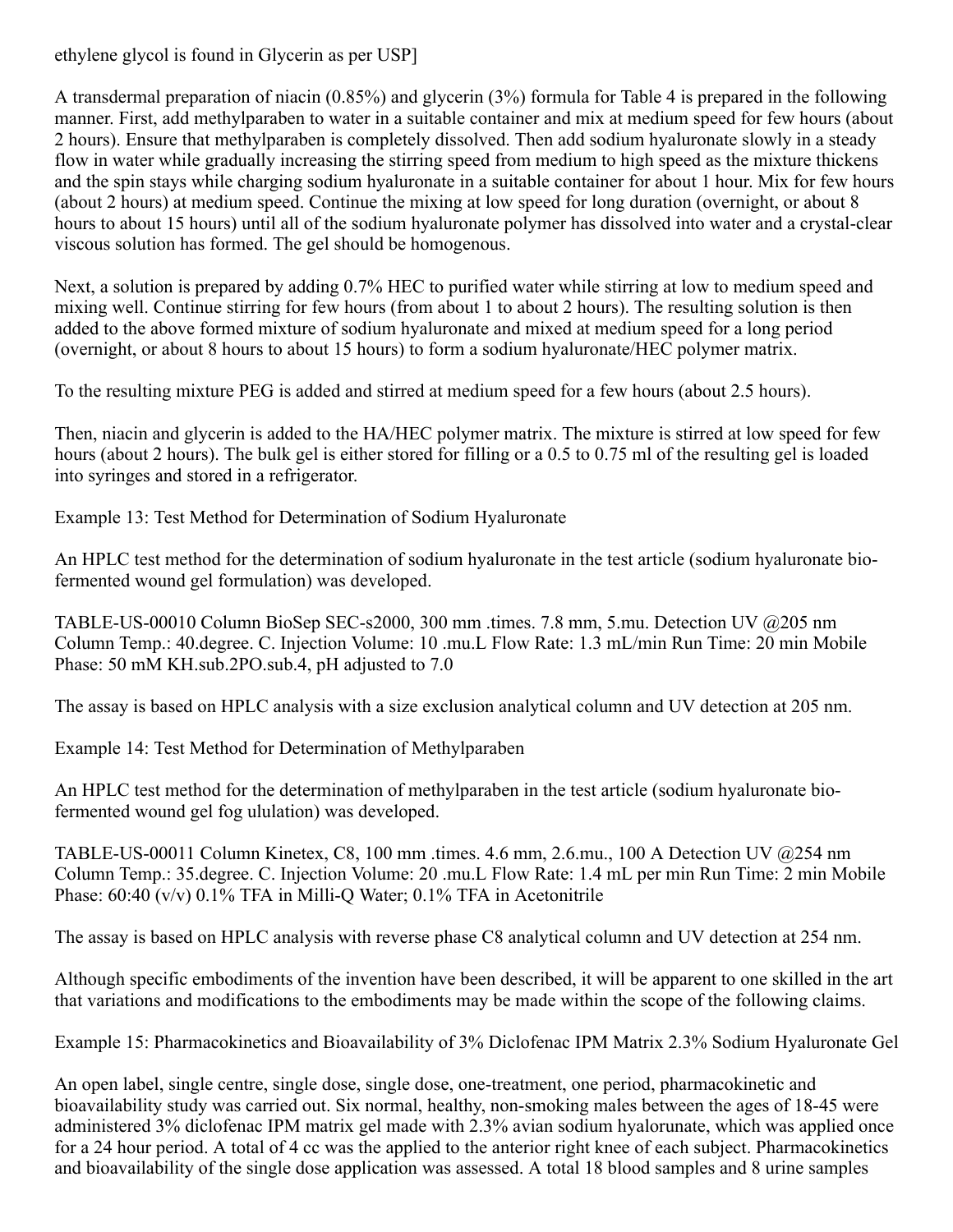ethylene glycol is found in Glycerin as per USP]

A transdermal preparation of niacin (0.85%) and glycerin (3%) formula for Table 4 is prepared in the following manner. First, add methylparaben to water in a suitable container and mix at medium speed for few hours (about 2 hours). Ensure that methylparaben is completely dissolved. Then add sodium hyaluronate slowly in a steady flow in water while gradually increasing the stirring speed from medium to high speed as the mixture thickens and the spin stays while charging sodium hyaluronate in a suitable container for about 1 hour. Mix for few hours (about 2 hours) at medium speed. Continue the mixing at low speed for long duration (overnight, or about 8 hours to about 15 hours) until all of the sodium hyaluronate polymer has dissolved into water and a crystal-clear viscous solution has formed. The gel should be homogenous.

Next, a solution is prepared by adding 0.7% HEC to purified water while stirring at low to medium speed and mixing well. Continue stirring for few hours (from about 1 to about 2 hours). The resulting solution is then added to the above formed mixture of sodium hyaluronate and mixed at medium speed for a long period (overnight, or about 8 hours to about 15 hours) to form a sodium hyaluronate/HEC polymer matrix.

To the resulting mixture PEG is added and stirred at medium speed for a few hours (about 2.5 hours).

Then, niacin and glycerin is added to the HA/HEC polymer matrix. The mixture is stirred at low speed for few hours (about 2 hours). The bulk gel is either stored for filling or a 0.5 to 0.75 ml of the resulting gel is loaded into syringes and stored in a refrigerator.

Example 13: Test Method for Determination of Sodium Hyaluronate

An HPLC test method for the determination of sodium hyaluronate in the test article (sodium hyaluronate bio-fermented wound gel formulation) was developed.

TABLE-US-00010 Column BioSep SEC-s2000, 300 mm .times. 7.8 mm, 5.mu. Detection UV @205 nm Column Temp.: 40.degree. C. Injection Volume: 10 .mu.L Flow Rate: 1.3 mL/min Run Time: 20 min Mobile Phase: 50 mM KH.sub.2PO.sub.4, pH adjusted to 7.0

The assay is based on HPLC analysis with a size exclusion analytical column and UV detection at 205 nm.

Example 14: Test Method for Determination of Methylparaben

An HPLC test method for the determination of methylparaben in the test article (sodium hyaluronate bio-fermented wound gel fog ululation) was developed.

TABLE-US-00011 Column Kinetex, C8, 100 mm .times. 4.6 mm, 2.6.mu., 100 A Detection UV @254 nm Column Temp.: 35.degree. C. Injection Volume: 20 .mu.L Flow Rate: 1.4 mL per min Run Time: 2 min Mobile Phase: 60:40 (v/v) 0.1% TFA in Milli-Q Water; 0.1% TFA in Acetonitrile

The assay is based on HPLC analysis with reverse phase C8 analytical column and UV detection at 254 nm.

Although specific embodiments of the invention have been described, it will be apparent to one skilled in the art that variations and modifications to the embodiments may be made within the scope of the following claims.

Example 15: Pharmacokinetics and Bioavailability of 3% Diclofenac IPM Matrix 2.3% Sodium Hyaluronate Gel

An open label, single centre, single dose, single dose, one-treatment, one period, pharmacokinetic and bioavailability study was carried out. Six normal, healthy, non-smoking males between the ages of 18-45 were administered 3% diclofenac IPM matrix gel made with 2.3% avian sodium hyalorunate, which was applied once for a 24 hour period. A total of 4 cc was the applied to the anterior right knee of each subject. Pharmacokinetics and bioavailability of the single dose application was assessed. A total 18 blood samples and 8 urine samples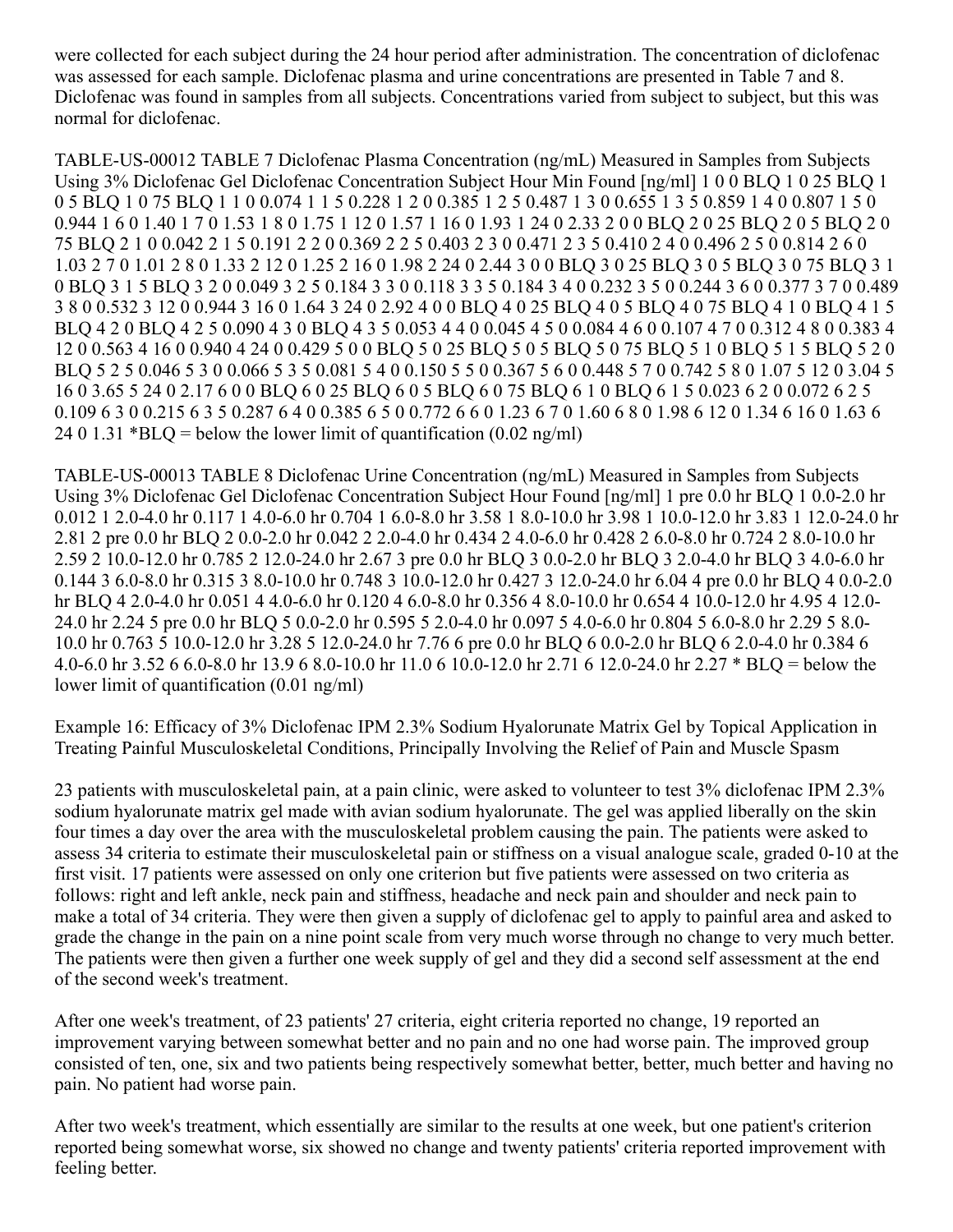were collected for each subject during the 24 hour period after administration. The concentration of diclofenac was assessed for each sample. Diclofenac plasma and urine concentrations are presented in Table 7 and 8. Diclofenac was found in samples from all subjects. Concentrations varied from subject to subject, but this was normal for diclofenac.

TABLE-US-00012 TABLE 7 Diclofenac Plasma Concentration (ng/mL) Measured in Samples from Subjects Using 3% Diclofenac Gel

| Subject | Hour | Min | Diclofenac Concentration Found [ng/ml] |
|---|---|---|---|
| 1 | 0 | 0 | BLQ |
| 1 | 0 | 25 | BLQ |
| 1 | 0 | 5 | BLQ |
| 1 | 0 | 75 | BLQ |
| 1 | 1 | 0 | 0.074 |
| 1 | 1 | 5 | 0.228 |
| 1 | 2 | 0 | 0.385 |
| 1 | 2 | 5 | 0.487 |
| 1 | 3 | 0 | 0.655 |
| 1 | 3 | 5 | 0.859 |
| 1 | 4 | 0 | 0.807 |
| 1 | 5 | 0 | 0.944 |
| 1 | 6 | 0 | 1.40 |
| 1 | 7 | 0 | 1.53 |
| 1 | 8 | 0 | 1.75 |
| 1 | 12 | 0 | 1.57 |
| 1 | 16 | 0 | 1.93 |
| 1 | 24 | 0 | 2.33 |
| 2 | 0 | 0 | BLQ |
| 2 | 0 | 25 | BLQ |
| 2 | 0 | 5 | BLQ |
| 2 | 0 | 75 | BLQ |
| 2 | 1 | 0 | 0.042 |
| 2 | 1 | 5 | 0.191 |
| 2 | 2 | 0 | 0.369 |
| 2 | 2 | 5 | 0.403 |
| 2 | 3 | 0 | 0.471 |
| 2 | 3 | 5 | 0.410 |
| 2 | 4 | 0 | 0.496 |
| 2 | 5 | 0 | 0.814 |
| 2 | 6 | 0 | 1.03 |
| 2 | 7 | 0 | 1.01 |
| 2 | 8 | 0 | 1.33 |
| 2 | 12 | 0 | 1.25 |
| 2 | 16 | 0 | 1.98 |
| 2 | 24 | 0 | 2.44 |
| 3 | 0 | 0 | BLQ |
| 3 | 0 | 25 | BLQ |
| 3 | 0 | 5 | BLQ |
| 3 | 0 | 75 | BLQ |
| 3 | 1 | 0 | BLQ |
| 3 | 1 | 5 | BLQ |
| 3 | 2 | 0 | 0.049 |
| 3 | 2 | 5 | 0.184 |
| 3 | 3 | 0 | 0.118 |
| 3 | 3 | 5 | 0.184 |
| 3 | 4 | 0 | 0.232 |
| 3 | 5 | 0 | 0.244 |
| 3 | 6 | 0 | 0.377 |
| 3 | 7 | 0 | 0.489 |
| 3 | 8 | 0 | 0.532 |
| 3 | 12 | 0 | 0.944 |
| 3 | 16 | 0 | 1.64 |
| 3 | 24 | 0 | 2.92 |
| 4 | 0 | 0 | BLQ |
| 4 | 0 | 25 | BLQ |
| 4 | 0 | 5 | BLQ |
| 4 | 0 | 75 | BLQ |
| 4 | 1 | 0 | BLQ |
| 4 | 1 | 5 | BLQ |
| 4 | 2 | 0 | BLQ |
| 4 | 2 | 5 | 0.090 |
| 4 | 3 | 0 | BLQ |
| 4 | 3 | 5 | 0.053 |
| 4 | 4 | 0 | 0.045 |
| 4 | 5 | 0 | 0.084 |
| 4 | 6 | 0 | 0.107 |
| 4 | 7 | 0 | 0.312 |
| 4 | 8 | 0 | 0.383 |
| 4 | 12 | 0 | 0.563 |
| 4 | 16 | 0 | 0.940 |
| 4 | 24 | 0 | 0.429 |
| 5 | 0 | 0 | BLQ |
| 5 | 0 | 25 | BLQ |
| 5 | 0 | 5 | BLQ |
| 5 | 0 | 75 | BLQ |
| 5 | 1 | 0 | BLQ |
| 5 | 1 | 5 | BLQ |
| 5 | 2 | 0 | BLQ |
| 5 | 2 | 5 | 0.046 |
| 5 | 3 | 0 | 0.066 |
| 5 | 3 | 5 | 0.081 |
| 5 | 4 | 0 | 0.150 |
| 5 | 5 | 0 | 0.367 |
| 5 | 6 | 0 | 0.448 |
| 5 | 7 | 0 | 0.742 |
| 5 | 8 | 0 | 1.07 |
| 5 | 12 | 0 | 3.04 |
| 5 | 16 | 0 | 3.65 |
| 5 | 24 | 0 | 2.17 |
| 6 | 0 | 0 | BLQ |
| 6 | 0 | 25 | BLQ |
| 6 | 0 | 5 | BLQ |
| 6 | 0 | 75 | BLQ |
| 6 | 1 | 0 | BLQ |
| 6 | 1 | 5 | 0.023 |
| 6 | 2 | 0 | 0.072 |
| 6 | 2 | 5 | 0.109 |
| 6 | 3 | 0 | 0.215 |
| 6 | 3 | 5 | 0.287 |
| 6 | 4 | 0 | 0.385 |
| 6 | 5 | 0 | 0.772 |
| 6 | 6 | 0 | 1.23 |
| 6 | 7 | 0 | 1.60 |
| 6 | 8 | 0 | 1.98 |
| 6 | 12 | 0 | 1.34 |
| 6 | 16 | 0 | 1.63 |
| 6 | 24 | 0 | 1.31 |

*BLQ = below the lower limit of quantification (0.02 ng/ml)

TABLE-US-00013 TABLE 8 Diclofenac Urine Concentration (ng/mL) Measured in Samples from Subjects Using 3% Diclofenac Gel

| Subject | Hour | Diclofenac Concentration Found [ng/ml] |
|---|---|---|
| 1 | pre 0.0 hr | BLQ |
| 1 | 0.0-2.0 hr | 0.012 |
| 1 | 2.0-4.0 hr | 0.117 |
| 1 | 4.0-6.0 hr | 0.704 |
| 1 | 6.0-8.0 hr | 3.58 |
| 1 | 8.0-10.0 hr | 3.98 |
| 1 | 10.0-12.0 hr | 3.83 |
| 1 | 12.0-24.0 hr | 2.81 |
| 2 | pre 0.0 hr | BLQ |
| 2 | 0.0-2.0 hr | 0.042 |
| 2 | 2.0-4.0 hr | 0.434 |
| 2 | 4.0-6.0 hr | 0.428 |
| 2 | 6.0-8.0 hr | 0.724 |
| 2 | 8.0-10.0 hr | 2.59 |
| 2 | 10.0-12.0 hr | 0.785 |
| 2 | 12.0-24.0 hr | 2.67 |
| 3 | pre 0.0 hr | BLQ |
| 3 | 0.0-2.0 hr | BLQ |
| 3 | 2.0-4.0 hr | BLQ |
| 3 | 4.0-6.0 hr | 0.144 |
| 3 | 6.0-8.0 hr | 0.315 |
| 3 | 8.0-10.0 hr | 0.748 |
| 3 | 10.0-12.0 hr | 0.427 |
| 3 | 12.0-24.0 hr | 6.04 |
| 4 | pre 0.0 hr | BLQ |
| 4 | 0.0-2.0 hr | BLQ |
| 4 | 2.0-4.0 hr | 0.051 |
| 4 | 4.0-6.0 hr | 0.120 |
| 4 | 6.0-8.0 hr | 0.356 |
| 4 | 8.0-10.0 hr | 0.654 |
| 4 | 10.0-12.0 hr | 4.95 |
| 4 | 12.0-24.0 hr | 2.24 |
| 5 | pre 0.0 hr | BLQ |
| 5 | 0.0-2.0 hr | 0.595 |
| 5 | 2.0-4.0 hr | 0.097 |
| 5 | 4.0-6.0 hr | 0.804 |
| 5 | 6.0-8.0 hr | 2.29 |
| 5 | 8.0-10.0 hr | 0.763 |
| 5 | 10.0-12.0 hr | 3.28 |
| 5 | 12.0-24.0 hr | 7.76 |
| 6 | pre 0.0 hr | BLQ |
| 6 | 0.0-2.0 hr | BLQ |
| 6 | 2.0-4.0 hr | 0.384 |
| 6 | 4.0-6.0 hr | 3.52 |
| 6 | 6.0-8.0 hr | 13.9 |
| 6 | 8.0-10.0 hr | 11.0 |
| 6 | 10.0-12.0 hr | 2.71 |
| 6 | 12.0-24.0 hr | 2.27 |

* BLQ = below the lower limit of quantification (0.01 ng/ml)

Example 16: Efficacy of 3% Diclofenac IPM 2.3% Sodium Hyalorunate Matrix Gel by Topical Application in Treating Painful Musculoskeletal Conditions, Principally Involving the Relief of Pain and Muscle Spasm

23 patients with musculoskeletal pain, at a pain clinic, were asked to volunteer to test 3% diclofenac IPM 2.3% sodium hyalorunate matrix gel made with avian sodium hyalorunate. The gel was applied liberally on the skin four times a day over the area with the musculoskeletal problem causing the pain. The patients were asked to assess 34 criteria to estimate their musculoskeletal pain or stiffness on a visual analogue scale, graded 0-10 at the first visit. 17 patients were assessed on only one criterion but five patients were assessed on two criteria as follows: right and left ankle, neck pain and stiffness, headache and neck pain and shoulder and neck pain to make a total of 34 criteria. They were then given a supply of diclofenac gel to apply to painful area and asked to grade the change in the pain on a nine point scale from very much worse through no change to very much better. The patients were then given a further one week supply of gel and they did a second self assessment at the end of the second week's treatment.

After one week's treatment, of 23 patients' 27 criteria, eight criteria reported no change, 19 reported an improvement varying between somewhat better and no pain and no one had worse pain. The improved group consisted of ten, one, six and two patients being respectively somewhat better, better, much better and having no pain. No patient had worse pain.

After two week's treatment, which essentially are similar to the results at one week, but one patient's criterion reported being somewhat worse, six showed no change and twenty patients' criteria reported improvement with feeling better.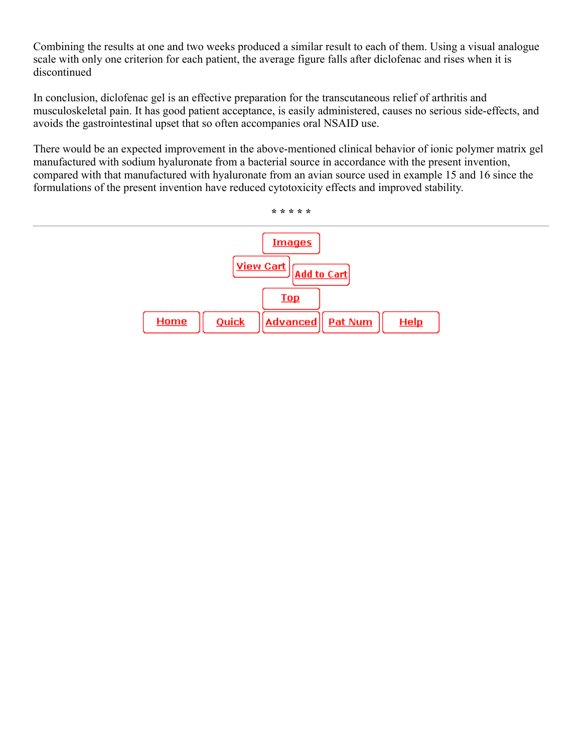Combining the results at one and two weeks produced a similar result to each of them. Using a visual analogue scale with only one criterion for each patient, the average figure falls after diclofenac and rises when it is discontinued

In conclusion, diclofenac gel is an effective preparation for the transcutaneous relief of arthritis and musculoskeletal pain. It has good patient acceptance, is easily administered, causes no serious side-effects, and avoids the gastrointestinal upset that so often accompanies oral NSAID use.

There would be an expected improvement in the above-mentioned clinical behavior of ionic polymer matrix gel manufactured with sodium hyaluronate from a bacterial source in accordance with the present invention, compared with that manufactured with hyaluronate from an avian source used in example 15 and 16 since the formulations of the present invention have reduced cytotoxicity effects and improved stability.

* * * * *

---

Images

View Cart | Add to Cart

Top

Home | Quick | Advanced | Pat Num | Help